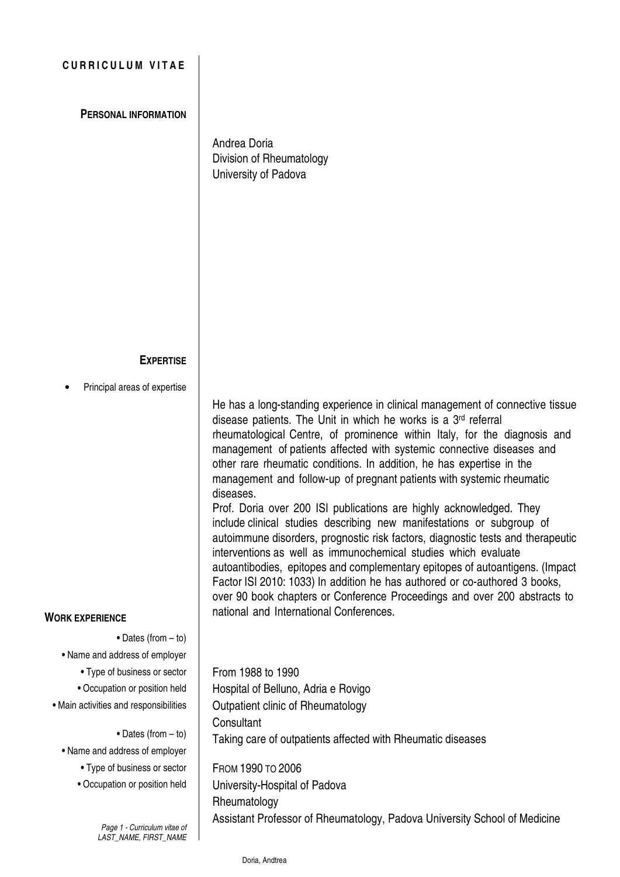# CURRICULUM VITAE

## PERSONAL INFORMATION

Andrea Doria
Division of Rheumatology
University of Padova

## EXPERTISE

- Principal areas of expertise

He has a long-standing experience in clinical management of connective tissue disease patients. The Unit in which he works is a 3rd referral rheumatological Centre, of prominence within Italy, for the diagnosis and management of patients affected with systemic connective diseases and other rare rheumatic conditions. In addition, he has expertise in the management and follow-up of pregnant patients with systemic rheumatic diseases.

Prof. Doria over 200 ISI publications are highly acknowledged. They include clinical studies describing new manifestations or subgroup of autoimmune disorders, prognostic risk factors, diagnostic tests and therapeutic interventions as well as immunochemical studies which evaluate autoantibodies, epitopes and complementary epitopes of autoantigens. (Impact Factor ISI 2010: 1033) In addition he has authored or co-authored 3 books, over 90 book chapters or Conference Proceedings and over 200 abstracts to national and International Conferences.

## WORK EXPERIENCE

- Dates (from – to): From 1988 to 1990
- Name and address of employer: Hospital of Belluno, Adria e Rovigo
- Type of business or sector: Outpatient clinic of Rheumatology
- Occupation or position held: Consultant
- Main activities and responsibilities: Taking care of outpatients affected with Rheumatic diseases

- Dates (from – to): FROM 1990 TO 2006
- Name and address of employer: University-Hospital of Padova
- Type of business or sector: Rheumatology
- Occupation or position held: Assistant Professor of Rheumatology, Padova University School of Medicine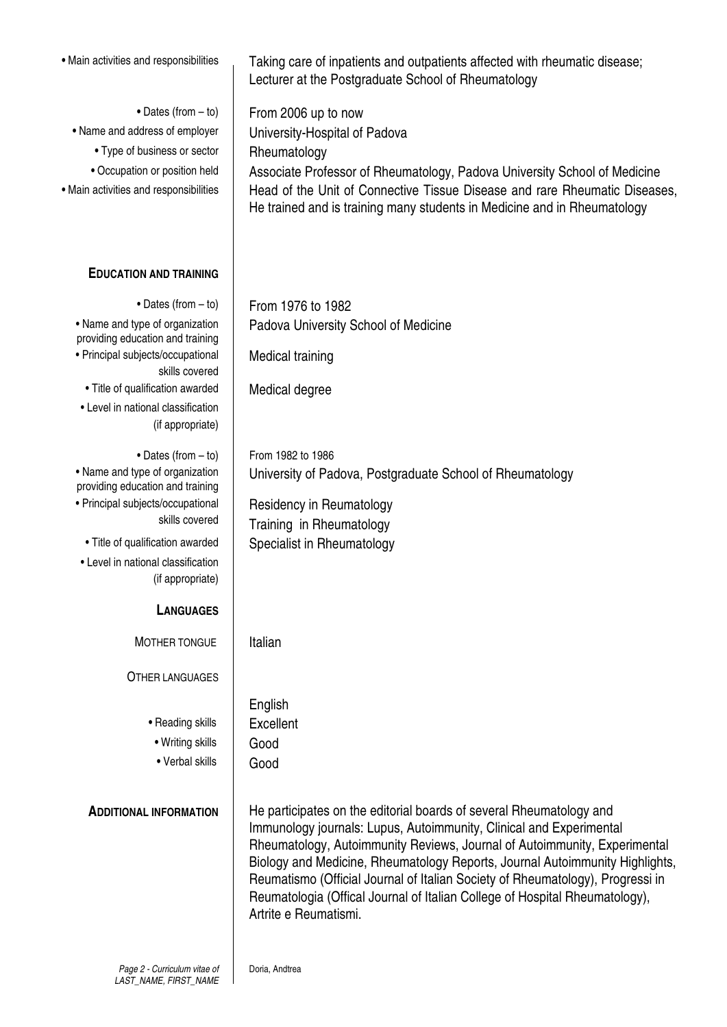- **Main activities and responsibilities**: Taking care of inpatients and outpatients affected with rheumatic disease; Lecturer at the Postgraduate School of Rheumatology

- **Dates (from – to)**: From 2006 up to now
- **Name and address of employer**: University-Hospital of Padova
- **Type of business or sector**: Rheumatology
- **Occupation or position held**: Associate Professor of Rheumatology, Padova University School of Medicine
- **Main activities and responsibilities**: Head of the Unit of Connective Tissue Disease and rare Rheumatic Diseases, He trained and is training many students in Medicine and in Rheumatology

## EDUCATION AND TRAINING

- **Dates (from – to)**: From 1976 to 1982
- **Name and type of organization providing education and training**: Padova University School of Medicine
- **Principal subjects/occupational skills covered**: Medical training
- **Title of qualification awarded**: Medical degree
- **Level in national classification (if appropriate)**:

- **Dates (from – to)**: From 1982 to 1986
- **Name and type of organization providing education and training**: University of Padova, Postgraduate School of Rheumatology
- **Principal subjects/occupational skills covered**: Residency in Reumatology
  Training in Rheumatology
- **Title of qualification awarded**: Specialist in Rheumatology
- **Level in national classification (if appropriate)**:

## LANGUAGES

**MOTHER TONGUE**: Italian

**OTHER LANGUAGES**

English

- **Reading skills**: Excellent
- **Writing skills**: Good
- **Verbal skills**: Good

## ADDITIONAL INFORMATION

He participates on the editorial boards of several Rheumatology and Immunology journals: Lupus, Autoimmunity, Clinical and Experimental Rheumatology, Autoimmunity Reviews, Journal of Autoimmunity, Experimental Biology and Medicine, Rheumatology Reports, Journal Autoimmunity Highlights, Reumatismo (Official Journal of Italian Society of Rheumatology), Progressi in Reumatologia (Offical Journal of Italian College of Hospital Rheumatology), Artrite e Reumatismi.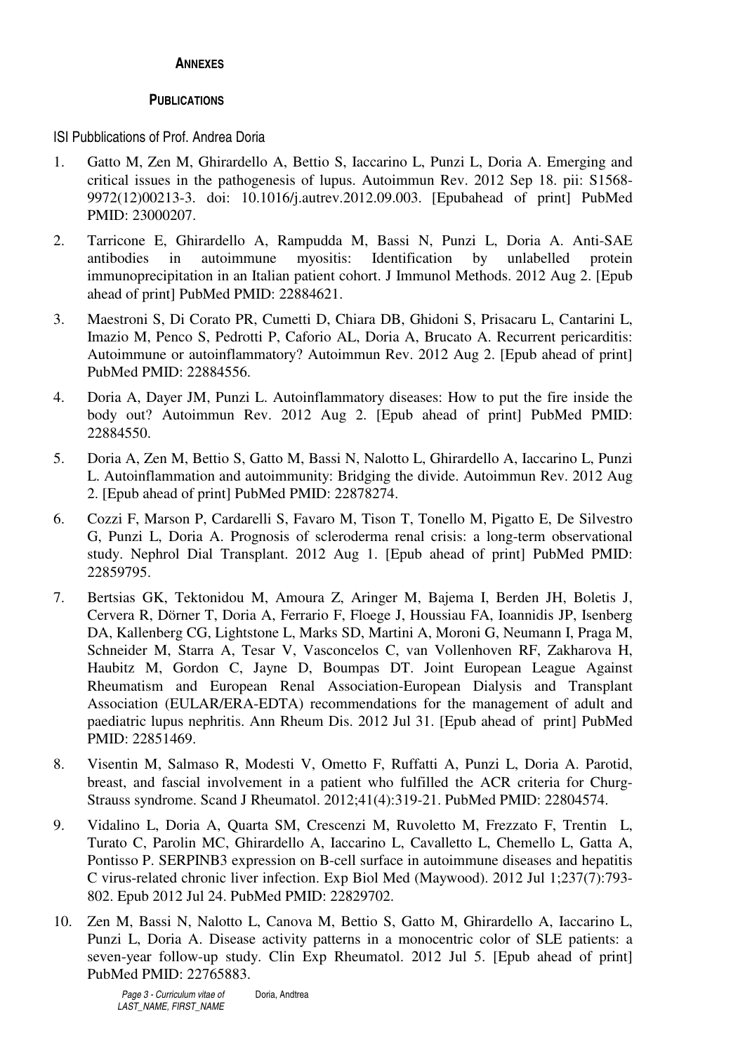## ANNEXES

### PUBLICATIONS

ISI Pubblications of Prof. Andrea Doria

1. Gatto M, Zen M, Ghirardello A, Bettio S, Iaccarino L, Punzi L, Doria A. Emerging and critical issues in the pathogenesis of lupus. Autoimmun Rev. 2012 Sep 18. pii: S1568-9972(12)00213-3. doi: 10.1016/j.autrev.2012.09.003. [Epubahead of print] PubMed PMID: 23000207.

2. Tarricone E, Ghirardello A, Rampudda M, Bassi N, Punzi L, Doria A. Anti-SAE antibodies in autoimmune myositis: Identification by unlabelled protein immunoprecipitation in an Italian patient cohort. J Immunol Methods. 2012 Aug 2. [Epub ahead of print] PubMed PMID: 22884621.

3. Maestroni S, Di Corato PR, Cumetti D, Chiara DB, Ghidoni S, Prisacaru L, Cantarini L, Imazio M, Penco S, Pedrotti P, Caforio AL, Doria A, Brucato A. Recurrent pericarditis: Autoimmune or autoinflammatory? Autoimmun Rev. 2012 Aug 2. [Epub ahead of print] PubMed PMID: 22884556.

4. Doria A, Dayer JM, Punzi L. Autoinflammatory diseases: How to put the fire inside the body out? Autoimmun Rev. 2012 Aug 2. [Epub ahead of print] PubMed PMID: 22884550.

5. Doria A, Zen M, Bettio S, Gatto M, Bassi N, Nalotto L, Ghirardello A, Iaccarino L, Punzi L. Autoinflammation and autoimmunity: Bridging the divide. Autoimmun Rev. 2012 Aug 2. [Epub ahead of print] PubMed PMID: 22878274.

6. Cozzi F, Marson P, Cardarelli S, Favaro M, Tison T, Tonello M, Pigatto E, De Silvestro G, Punzi L, Doria A. Prognosis of scleroderma renal crisis: a long-term observational study. Nephrol Dial Transplant. 2012 Aug 1. [Epub ahead of print] PubMed PMID: 22859795.

7. Bertsias GK, Tektonidou M, Amoura Z, Aringer M, Bajema I, Berden JH, Boletis J, Cervera R, Dörner T, Doria A, Ferrario F, Floege J, Houssiau FA, Ioannidis JP, Isenberg DA, Kallenberg CG, Lightstone L, Marks SD, Martini A, Moroni G, Neumann I, Praga M, Schneider M, Starra A, Tesar V, Vasconcelos C, van Vollenhoven RF, Zakharova H, Haubitz M, Gordon C, Jayne D, Boumpas DT. Joint European League Against Rheumatism and European Renal Association-European Dialysis and Transplant Association (EULAR/ERA-EDTA) recommendations for the management of adult and paediatric lupus nephritis. Ann Rheum Dis. 2012 Jul 31. [Epub ahead of print] PubMed PMID: 22851469.

8. Visentin M, Salmaso R, Modesti V, Ometto F, Ruffatti A, Punzi L, Doria A. Parotid, breast, and fascial involvement in a patient who fulfilled the ACR criteria for Churg-Strauss syndrome. Scand J Rheumatol. 2012;41(4):319-21. PubMed PMID: 22804574.

9. Vidalino L, Doria A, Quarta SM, Crescenzi M, Ruvoletto M, Frezzato F, Trentin L, Turato C, Parolin MC, Ghirardello A, Iaccarino L, Cavalletto L, Chemello L, Gatta A, Pontisso P. SERPINB3 expression on B-cell surface in autoimmune diseases and hepatitis C virus-related chronic liver infection. Exp Biol Med (Maywood). 2012 Jul 1;237(7):793-802. Epub 2012 Jul 24. PubMed PMID: 22829702.

10. Zen M, Bassi N, Nalotto L, Canova M, Bettio S, Gatto M, Ghirardello A, Iaccarino L, Punzi L, Doria A. Disease activity patterns in a monocentric color of SLE patients: a seven-year follow-up study. Clin Exp Rheumatol. 2012 Jul 5. [Epub ahead of print] PubMed PMID: 22765883.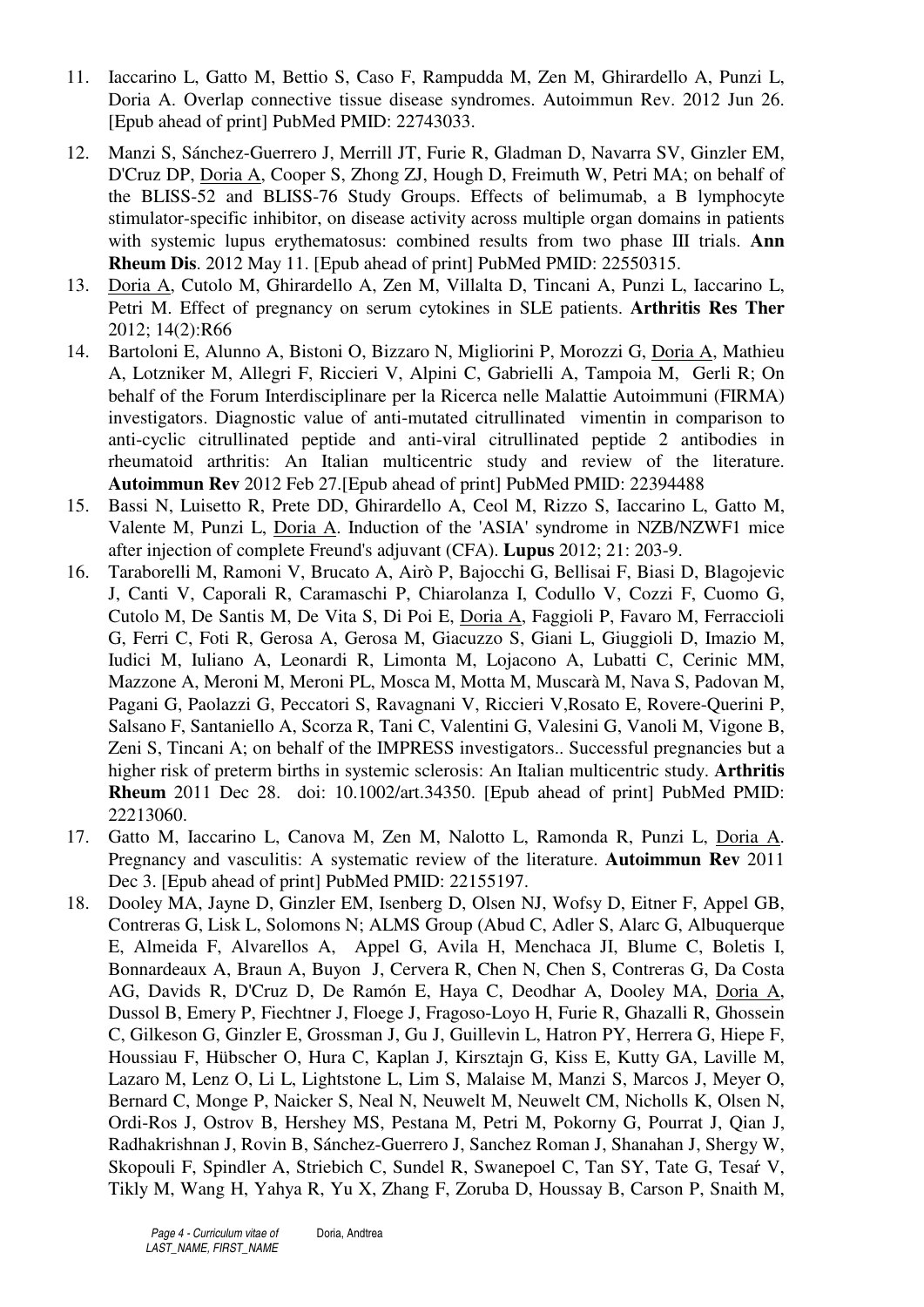11. Iaccarino L, Gatto M, Bettio S, Caso F, Rampudda M, Zen M, Ghirardello A, Punzi L, Doria A. Overlap connective tissue disease syndromes. Autoimmun Rev. 2012 Jun 26. [Epub ahead of print] PubMed PMID: 22743033.
12. Manzi S, Sánchez-Guerrero J, Merrill JT, Furie R, Gladman D, Navarra SV, Ginzler EM, D'Cruz DP, Doria A, Cooper S, Zhong ZJ, Hough D, Freimuth W, Petri MA; on behalf of the BLISS-52 and BLISS-76 Study Groups. Effects of belimumab, a B lymphocyte stimulator-specific inhibitor, on disease activity across multiple organ domains in patients with systemic lupus erythematosus: combined results from two phase III trials. **Ann Rheum Dis**. 2012 May 11. [Epub ahead of print] PubMed PMID: 22550315.
13. Doria A, Cutolo M, Ghirardello A, Zen M, Villalta D, Tincani A, Punzi L, Iaccarino L, Petri M. Effect of pregnancy on serum cytokines in SLE patients. **Arthritis Res Ther** 2012; 14(2):R66
14. Bartoloni E, Alunno A, Bistoni O, Bizzaro N, Migliorini P, Morozzi G, Doria A, Mathieu A, Lotzniker M, Allegri F, Riccieri V, Alpini C, Gabrielli A, Tampoia M, Gerli R; On behalf of the Forum Interdisciplinare per la Ricerca nelle Malattie Autoimmuni (FIRMA) investigators. Diagnostic value of anti-mutated citrullinated vimentin in comparison to anti-cyclic citrullinated peptide and anti-viral citrullinated peptide 2 antibodies in rheumatoid arthritis: An Italian multicentric study and review of the literature. **Autoimmun Rev** 2012 Feb 27.[Epub ahead of print] PubMed PMID: 22394488
15. Bassi N, Luisetto R, Prete DD, Ghirardello A, Ceol M, Rizzo S, Iaccarino L, Gatto M, Valente M, Punzi L, Doria A. Induction of the 'ASIA' syndrome in NZB/NZWF1 mice after injection of complete Freund's adjuvant (CFA). **Lupus** 2012; 21: 203-9.
16. Taraborelli M, Ramoni V, Brucato A, Airò P, Bajocchi G, Bellisai F, Biasi D, Blagojevic J, Canti V, Caporali R, Caramaschi P, Chiarolanza I, Codullo V, Cozzi F, Cuomo G, Cutolo M, De Santis M, De Vita S, Di Poi E, Doria A, Faggioli P, Favaro M, Ferraccioli G, Ferri C, Foti R, Gerosa A, Gerosa M, Giacuzzo S, Giani L, Giuggioli D, Imazio M, Iudici M, Iuliano A, Leonardi R, Limonta M, Lojacono A, Lubatti C, Cerinic MM, Mazzone A, Meroni M, Meroni PL, Mosca M, Motta M, Muscarà M, Nava S, Padovan M, Pagani G, Paolazzi G, Peccatori S, Ravagnani V, Riccieri V,Rosato E, Rovere-Querini P, Salsano F, Santaniello A, Scorza R, Tani C, Valentini G, Valesini G, Vanoli M, Vigone B, Zeni S, Tincani A; on behalf of the IMPRESS investigators.. Successful pregnancies but a higher risk of preterm births in systemic sclerosis: An Italian multicentric study. **Arthritis Rheum** 2011 Dec 28. doi: 10.1002/art.34350. [Epub ahead of print] PubMed PMID: 22213060.
17. Gatto M, Iaccarino L, Canova M, Zen M, Nalotto L, Ramonda R, Punzi L, Doria A. Pregnancy and vasculitis: A systematic review of the literature. **Autoimmun Rev** 2011 Dec 3. [Epub ahead of print] PubMed PMID: 22155197.
18. Dooley MA, Jayne D, Ginzler EM, Isenberg D, Olsen NJ, Wofsy D, Eitner F, Appel GB, Contreras G, Lisk L, Solomons N; ALMS Group (Abud C, Adler S, Alarc G, Albuquerque E, Almeida F, Alvarellos A, Appel G, Avila H, Menchaca JI, Blume C, Boletis I, Bonnardeaux A, Braun A, Buyon J, Cervera R, Chen N, Chen S, Contreras G, Da Costa AG, Davids R, D'Cruz D, De Ramón E, Haya C, Deodhar A, Dooley MA, Doria A, Dussol B, Emery P, Fiechtner J, Floege J, Fragoso-Loyo H, Furie R, Ghazalli R, Ghossein C, Gilkeson G, Ginzler E, Grossman J, Gu J, Guillevin L, Hatron PY, Herrera G, Hiepe F, Houssiau F, Hübscher O, Hura C, Kaplan J, Kirsztajn G, Kiss E, Kutty GA, Laville M, Lazaro M, Lenz O, Li L, Lightstone L, Lim S, Malaise M, Manzi S, Marcos J, Meyer O, Bernard C, Monge P, Naicker S, Neal N, Neuwelt M, Neuwelt CM, Nicholls K, Olsen N, Ordi-Ros J, Ostrov B, Hershey MS, Pestana M, Petri M, Pokorny G, Pourrat J, Qian J, Radhakrishnan J, Rovin B, Sánchez-Guerrero J, Sanchez Roman J, Shanahan J, Shergy W, Skopouli F, Spindler A, Striebich C, Sundel R, Swanepoel C, Tan SY, Tate G, Tesař V, Tikly M, Wang H, Yahya R, Yu X, Zhang F, Zoruba D, Houssay B, Carson P, Snaith M,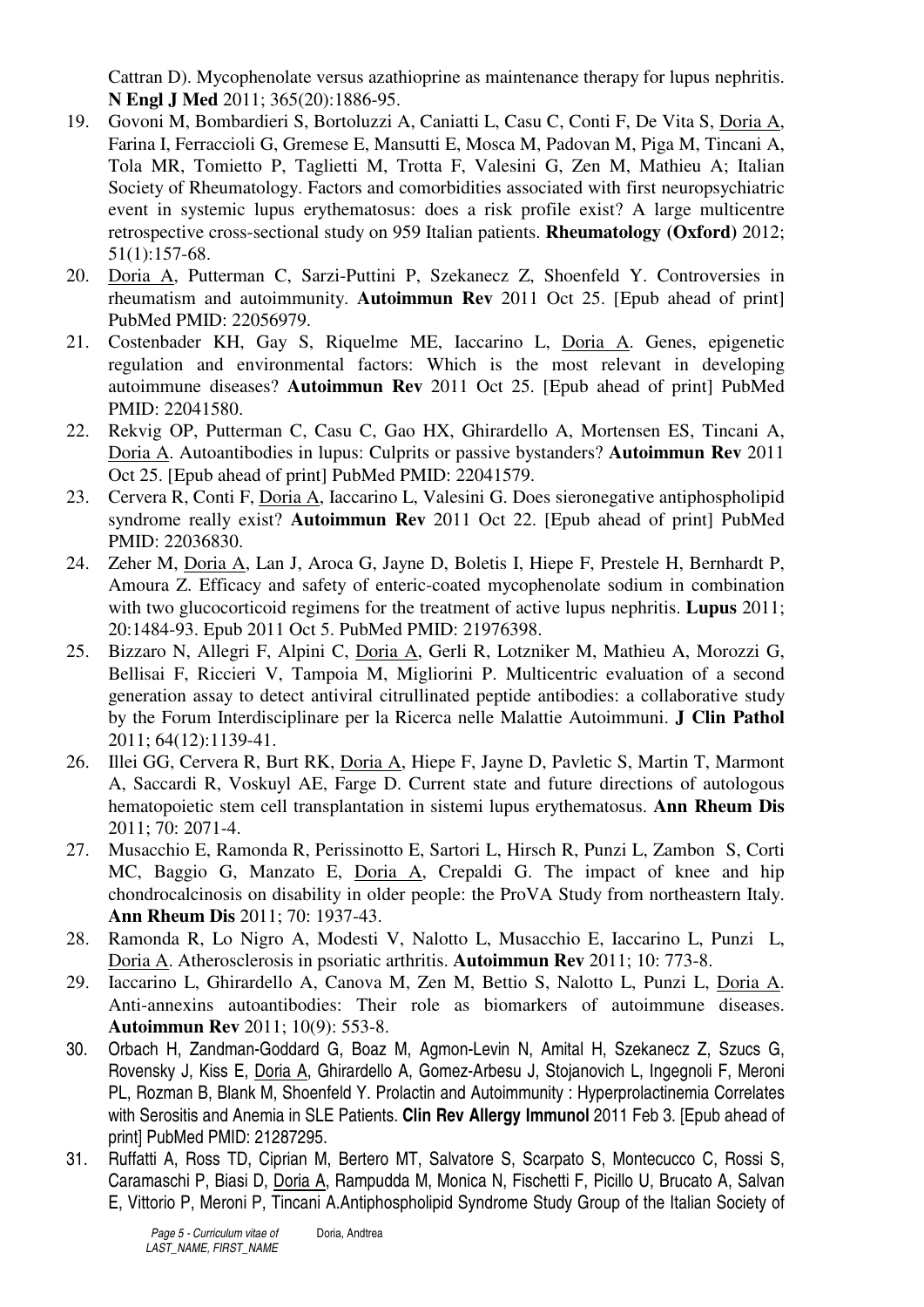Cattran D). Mycophenolate versus azathioprine as maintenance therapy for lupus nephritis. **N Engl J Med** 2011; 365(20):1886-95.

19. Govoni M, Bombardieri S, Bortoluzzi A, Caniatti L, Casu C, Conti F, De Vita S, Doria A, Farina I, Ferraccioli G, Gremese E, Mansutti E, Mosca M, Padovan M, Piga M, Tincani A, Tola MR, Tomietto P, Taglietti M, Trotta F, Valesini G, Zen M, Mathieu A; Italian Society of Rheumatology. Factors and comorbidities associated with first neuropsychiatric event in systemic lupus erythematosus: does a risk profile exist? A large multicentre retrospective cross-sectional study on 959 Italian patients. **Rheumatology (Oxford)** 2012; 51(1):157-68.
20. Doria A, Putterman C, Sarzi-Puttini P, Szekanecz Z, Shoenfeld Y. Controversies in rheumatism and autoimmunity. **Autoimmun Rev** 2011 Oct 25. [Epub ahead of print] PubMed PMID: 22056979.
21. Costenbader KH, Gay S, Riquelme ME, Iaccarino L, Doria A. Genes, epigenetic regulation and environmental factors: Which is the most relevant in developing autoimmune diseases? **Autoimmun Rev** 2011 Oct 25. [Epub ahead of print] PubMed PMID: 22041580.
22. Rekvig OP, Putterman C, Casu C, Gao HX, Ghirardello A, Mortensen ES, Tincani A, Doria A. Autoantibodies in lupus: Culprits or passive bystanders? **Autoimmun Rev** 2011 Oct 25. [Epub ahead of print] PubMed PMID: 22041579.
23. Cervera R, Conti F, Doria A, Iaccarino L, Valesini G. Does sieronegative antiphospholipid syndrome really exist? **Autoimmun Rev** 2011 Oct 22. [Epub ahead of print] PubMed PMID: 22036830.
24. Zeher M, Doria A, Lan J, Aroca G, Jayne D, Boletis I, Hiepe F, Prestele H, Bernhardt P, Amoura Z. Efficacy and safety of enteric-coated mycophenolate sodium in combination with two glucocorticoid regimens for the treatment of active lupus nephritis. **Lupus** 2011; 20:1484-93. Epub 2011 Oct 5. PubMed PMID: 21976398.
25. Bizzaro N, Allegri F, Alpini C, Doria A, Gerli R, Lotzniker M, Mathieu A, Morozzi G, Bellisai F, Riccieri V, Tampoia M, Migliorini P. Multicentric evaluation of a second generation assay to detect antiviral citrullinated peptide antibodies: a collaborative study by the Forum Interdisciplinare per la Ricerca nelle Malattie Autoimmuni. **J Clin Pathol** 2011; 64(12):1139-41.
26. Illei GG, Cervera R, Burt RK, Doria A, Hiepe F, Jayne D, Pavletic S, Martin T, Marmont A, Saccardi R, Voskuyl AE, Farge D. Current state and future directions of autologous hematopoietic stem cell transplantation in sistemi lupus erythematosus. **Ann Rheum Dis** 2011; 70: 2071-4.
27. Musacchio E, Ramonda R, Perissinotto E, Sartori L, Hirsch R, Punzi L, Zambon S, Corti MC, Baggio G, Manzato E, Doria A, Crepaldi G. The impact of knee and hip chondrocalcinosis on disability in older people: the ProVA Study from northeastern Italy. **Ann Rheum Dis** 2011; 70: 1937-43.
28. Ramonda R, Lo Nigro A, Modesti V, Nalotto L, Musacchio E, Iaccarino L, Punzi L, Doria A. Atherosclerosis in psoriatic arthritis. **Autoimmun Rev** 2011; 10: 773-8.
29. Iaccarino L, Ghirardello A, Canova M, Zen M, Bettio S, Nalotto L, Punzi L, Doria A. Anti-annexins autoantibodies: Their role as biomarkers of autoimmune diseases. **Autoimmun Rev** 2011; 10(9): 553-8.
30. Orbach H, Zandman-Goddard G, Boaz M, Agmon-Levin N, Amital H, Szekanecz Z, Szucs G, Rovensky J, Kiss E, Doria A, Ghirardello A, Gomez-Arbesu J, Stojanovich L, Ingegnoli F, Meroni PL, Rozman B, Blank M, Shoenfeld Y. Prolactin and Autoimmunity : Hyperprolactinemia Correlates with Serositis and Anemia in SLE Patients. **Clin Rev Allergy Immunol** 2011 Feb 3. [Epub ahead of print] PubMed PMID: 21287295.
31. Ruffatti A, Ross TD, Ciprian M, Bertero MT, Salvatore S, Scarpato S, Montecucco C, Rossi S, Caramaschi P, Biasi D, Doria A, Rampudda M, Monica N, Fischetti F, Picillo U, Brucato A, Salvan E, Vittorio P, Meroni P, Tincani A.Antiphospholipid Syndrome Study Group of the Italian Society of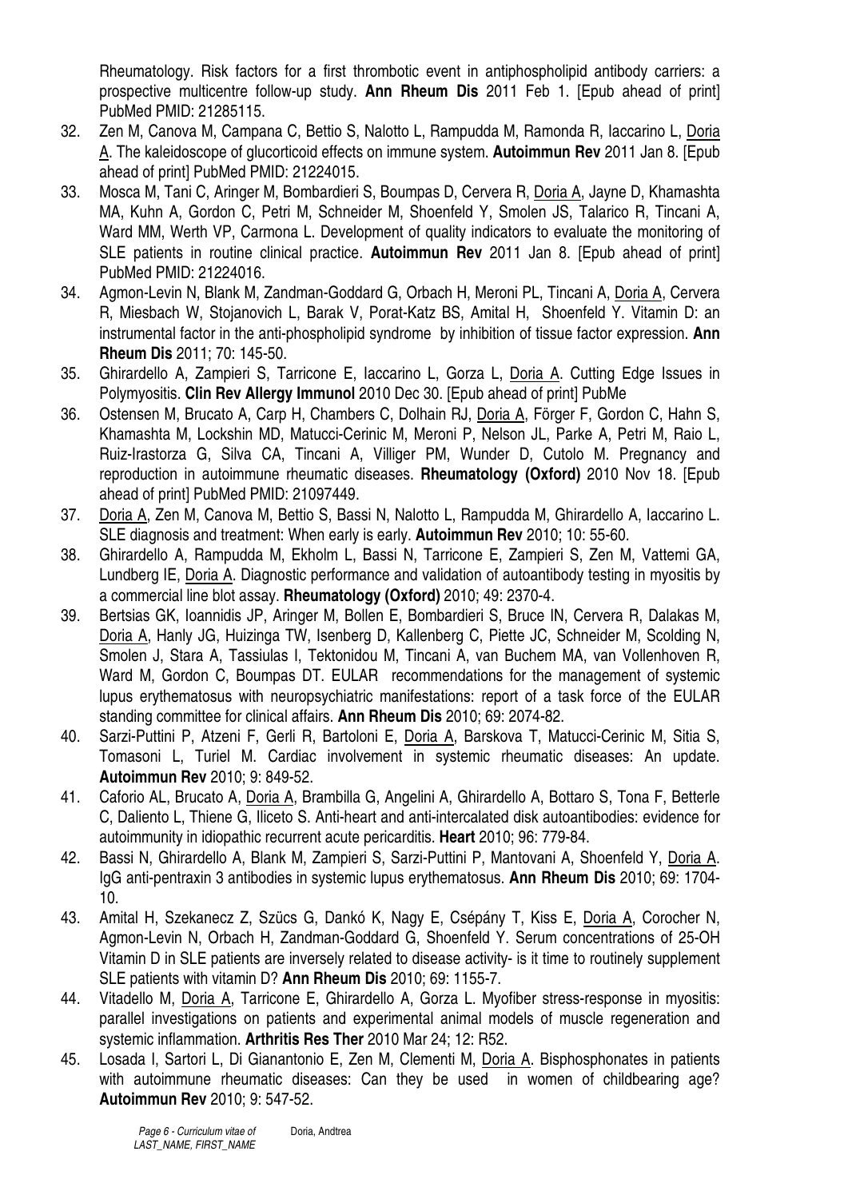Rheumatology. Risk factors for a first thrombotic event in antiphospholipid antibody carriers: a prospective multicentre follow-up study. **Ann Rheum Dis** 2011 Feb 1. [Epub ahead of print] PubMed PMID: 21285115.

32. Zen M, Canova M, Campana C, Bettio S, Nalotto L, Rampudda M, Ramonda R, Iaccarino L, Doria A. The kaleidoscope of glucorticoid effects on immune system. **Autoimmun Rev** 2011 Jan 8. [Epub ahead of print] PubMed PMID: 21224015.
33. Mosca M, Tani C, Aringer M, Bombardieri S, Boumpas D, Cervera R, Doria A, Jayne D, Khamashta MA, Kuhn A, Gordon C, Petri M, Schneider M, Shoenfeld Y, Smolen JS, Talarico R, Tincani A, Ward MM, Werth VP, Carmona L. Development of quality indicators to evaluate the monitoring of SLE patients in routine clinical practice. **Autoimmun Rev** 2011 Jan 8. [Epub ahead of print] PubMed PMID: 21224016.
34. Agmon-Levin N, Blank M, Zandman-Goddard G, Orbach H, Meroni PL, Tincani A, Doria A, Cervera R, Miesbach W, Stojanovich L, Barak V, Porat-Katz BS, Amital H, Shoenfeld Y. Vitamin D: an instrumental factor in the anti-phospholipid syndrome by inhibition of tissue factor expression. **Ann Rheum Dis** 2011; 70: 145-50.
35. Ghirardello A, Zampieri S, Tarricone E, Iaccarino L, Gorza L, Doria A. Cutting Edge Issues in Polymyositis. **Clin Rev Allergy Immunol** 2010 Dec 30. [Epub ahead of print] PubMe
36. Ostensen M, Brucato A, Carp H, Chambers C, Dolhain RJ, Doria A, Förger F, Gordon C, Hahn S, Khamashta M, Lockshin MD, Matucci-Cerinic M, Meroni P, Nelson JL, Parke A, Petri M, Raio L, Ruiz-Irastorza G, Silva CA, Tincani A, Villiger PM, Wunder D, Cutolo M. Pregnancy and reproduction in autoimmune rheumatic diseases. **Rheumatology (Oxford)** 2010 Nov 18. [Epub ahead of print] PubMed PMID: 21097449.
37. Doria A, Zen M, Canova M, Bettio S, Bassi N, Nalotto L, Rampudda M, Ghirardello A, Iaccarino L. SLE diagnosis and treatment: When early is early. **Autoimmun Rev** 2010; 10: 55-60.
38. Ghirardello A, Rampudda M, Ekholm L, Bassi N, Tarricone E, Zampieri S, Zen M, Vattemi GA, Lundberg IE, Doria A. Diagnostic performance and validation of autoantibody testing in myositis by a commercial line blot assay. **Rheumatology (Oxford)** 2010; 49: 2370-4.
39. Bertsias GK, Ioannidis JP, Aringer M, Bollen E, Bombardieri S, Bruce IN, Cervera R, Dalakas M, Doria A, Hanly JG, Huizinga TW, Isenberg D, Kallenberg C, Piette JC, Schneider M, Scolding N, Smolen J, Stara A, Tassiulas I, Tektonidou M, Tincani A, van Buchem MA, van Vollenhoven R, Ward M, Gordon C, Boumpas DT. EULAR recommendations for the management of systemic lupus erythematosus with neuropsychiatric manifestations: report of a task force of the EULAR standing committee for clinical affairs. **Ann Rheum Dis** 2010; 69: 2074-82.
40. Sarzi-Puttini P, Atzeni F, Gerli R, Bartoloni E, Doria A, Barskova T, Matucci-Cerinic M, Sitia S, Tomasoni L, Turiel M. Cardiac involvement in systemic rheumatic diseases: An update. **Autoimmun Rev** 2010; 9: 849-52.
41. Caforio AL, Brucato A, Doria A, Brambilla G, Angelini A, Ghirardello A, Bottaro S, Tona F, Betterle C, Daliento L, Thiene G, Iliceto S. Anti-heart and anti-intercalated disk autoantibodies: evidence for autoimmunity in idiopathic recurrent acute pericarditis. **Heart** 2010; 96: 779-84.
42. Bassi N, Ghirardello A, Blank M, Zampieri S, Sarzi-Puttini P, Mantovani A, Shoenfeld Y, Doria A. IgG anti-pentraxin 3 antibodies in systemic lupus erythematosus. **Ann Rheum Dis** 2010; 69: 1704-10.
43. Amital H, Szekanecz Z, Szücs G, Dankó K, Nagy E, Csépány T, Kiss E, Doria A, Corocher N, Agmon-Levin N, Orbach H, Zandman-Goddard G, Shoenfeld Y. Serum concentrations of 25-OH Vitamin D in SLE patients are inversely related to disease activity- is it time to routinely supplement SLE patients with vitamin D? **Ann Rheum Dis** 2010; 69: 1155-7.
44. Vitadello M, Doria A, Tarricone E, Ghirardello A, Gorza L. Myofiber stress-response in myositis: parallel investigations on patients and experimental animal models of muscle regeneration and systemic inflammation. **Arthritis Res Ther** 2010 Mar 24; 12: R52.
45. Losada I, Sartori L, Di Gianantonio E, Zen M, Clementi M, Doria A. Bisphosphonates in patients with autoimmune rheumatic diseases: Can they be used in women of childbearing age? **Autoimmun Rev** 2010; 9: 547-52.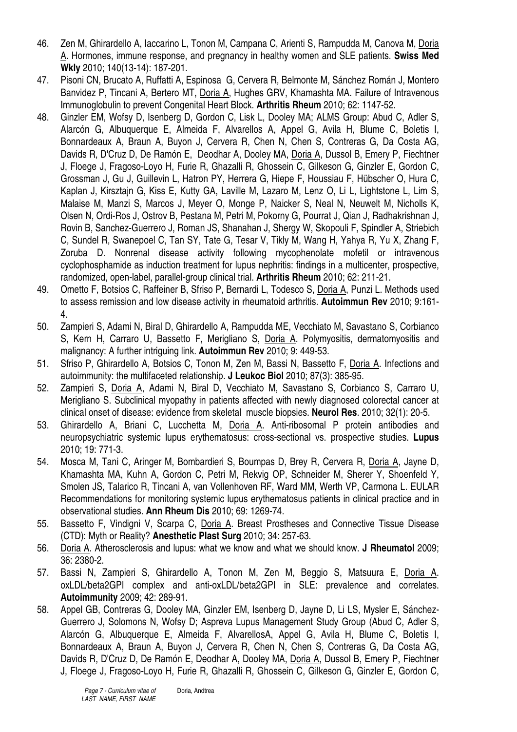46. Zen M, Ghirardello A, Iaccarino L, Tonon M, Campana C, Arienti S, Rampudda M, Canova M, Doria A. Hormones, immune response, and pregnancy in healthy women and SLE patients. **Swiss Med Wkly** 2010; 140(13-14): 187-201.
47. Pisoni CN, Brucato A, Ruffatti A, Espinosa G, Cervera R, Belmonte M, Sánchez Román J, Montero Banvidez P, Tincani A, Bertero MT, Doria A, Hughes GRV, Khamashta MA. Failure of Intravenous Immunoglobulin to prevent Congenital Heart Block. **Arthritis Rheum** 2010; 62: 1147-52.
48. Ginzler EM, Wofsy D, Isenberg D, Gordon C, Lisk L, Dooley MA; ALMS Group: Abud C, Adler S, Alarcón G, Albuquerque E, Almeida F, Alvarellos A, Appel G, Avila H, Blume C, Boletis I, Bonnardeaux A, Braun A, Buyon J, Cervera R, Chen N, Chen S, Contreras G, Da Costa AG, Davids R, D'Cruz D, De Ramón E, Deodhar A, Dooley MA, Doria A, Dussol B, Emery P, Fiechtner J, Floege J, Fragoso-Loyo H, Furie R, Ghazalli R, Ghossein C, Gilkeson G, Ginzler E, Gordon C, Grossman J, Gu J, Guillevin L, Hatron PY, Herrera G, Hiepe F, Houssiau F, Hübscher O, Hura C, Kaplan J, Kirsztajn G, Kiss E, Kutty GA, Laville M, Lazaro M, Lenz O, Li L, Lightstone L, Lim S, Malaise M, Manzi S, Marcos J, Meyer O, Monge P, Naicker S, Neal N, Neuwelt M, Nicholls K, Olsen N, Ordi-Ros J, Ostrov B, Pestana M, Petri M, Pokorny G, Pourrat J, Qian J, Radhakrishnan J, Rovin B, Sanchez-Guerrero J, Roman JS, Shanahan J, Shergy W, Skopouli F, Spindler A, Striebich C, Sundel R, Swanepoel C, Tan SY, Tate G, Tesar V, Tikly M, Wang H, Yahya R, Yu X, Zhang F, Zoruba D. Nonrenal disease activity following mycophenolate mofetil or intravenous cyclophosphamide as induction treatment for lupus nephritis: findings in a multicenter, prospective, randomized, open-label, parallel-group clinical trial. **Arthritis Rheum** 2010; 62: 211-21.
49. Ometto F, Botsios C, Raffeiner B, Sfriso P, Bernardi L, Todesco S, Doria A, Punzi L. Methods used to assess remission and low disease activity in rheumatoid arthritis. **Autoimmun Rev** 2010; 9:161-4.
50. Zampieri S, Adami N, Biral D, Ghirardello A, Rampudda ME, Vecchiato M, Savastano S, Corbianco S, Kern H, Carraro U, Bassetto F, Merigliano S, Doria A. Polymyositis, dermatomyositis and malignancy: A further intriguing link. **Autoimmun Rev** 2010; 9: 449-53.
51. Sfriso P, Ghirardello A, Botsios C, Tonon M, Zen M, Bassi N, Bassetto F, Doria A. Infections and autoimmunity: the multifaceted relationship. **J Leukoc Biol** 2010; 87(3): 385-95.
52. Zampieri S, Doria A, Adami N, Biral D, Vecchiato M, Savastano S, Corbianco S, Carraro U, Merigliano S. Subclinical myopathy in patients affected with newly diagnosed colorectal cancer at clinical onset of disease: evidence from skeletal muscle biopsies. **Neurol Res**. 2010; 32(1): 20-5.
53. Ghirardello A, Briani C, Lucchetta M, Doria A. Anti-ribosomal P protein antibodies and neuropsychiatric systemic lupus erythematosus: cross-sectional vs. prospective studies. **Lupus** 2010; 19: 771-3.
54. Mosca M, Tani C, Aringer M, Bombardieri S, Boumpas D, Brey R, Cervera R, Doria A, Jayne D, Khamashta MA, Kuhn A, Gordon C, Petri M, Rekvig OP, Schneider M, Sherer Y, Shoenfeld Y, Smolen JS, Talarico R, Tincani A, van Vollenhoven RF, Ward MM, Werth VP, Carmona L. EULAR Recommendations for monitoring systemic lupus erythematosus patients in clinical practice and in observational studies. **Ann Rheum Dis** 2010; 69: 1269-74.
55. Bassetto F, Vindigni V, Scarpa C, Doria A. Breast Prostheses and Connective Tissue Disease (CTD): Myth or Reality? **Anesthetic Plast Surg** 2010; 34: 257-63.
56. Doria A. Atherosclerosis and lupus: what we know and what we should know. **J Rheumatol** 2009; 36: 2380-2.
57. Bassi N, Zampieri S, Ghirardello A, Tonon M, Zen M, Beggio S, Matsuura E, Doria A. oxLDL/beta2GPI complex and anti-oxLDL/beta2GPI in SLE: prevalence and correlates. **Autoimmunity** 2009; 42: 289-91.
58. Appel GB, Contreras G, Dooley MA, Ginzler EM, Isenberg D, Jayne D, Li LS, Mysler E, Sánchez-Guerrero J, Solomons N, Wofsy D; Aspreva Lupus Management Study Group (Abud C, Adler S, Alarcón G, Albuquerque E, Almeida F, AlvarellosA, Appel G, Avila H, Blume C, Boletis I, Bonnardeaux A, Braun A, Buyon J, Cervera R, Chen N, Chen S, Contreras G, Da Costa AG, Davids R, D'Cruz D, De Ramón E, Deodhar A, Dooley MA, Doria A, Dussol B, Emery P, Fiechtner J, Floege J, Fragoso-Loyo H, Furie R, Ghazalli R, Ghossein C, Gilkeson G, Ginzler E, Gordon C,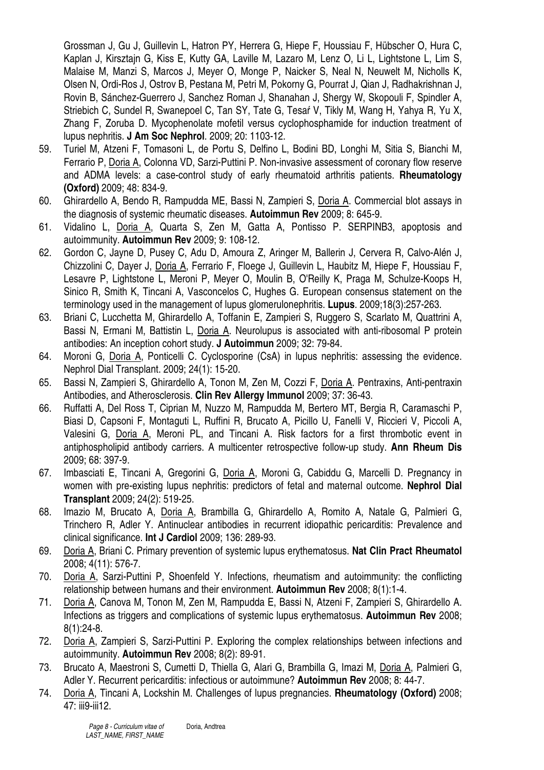Grossman J, Gu J, Guillevin L, Hatron PY, Herrera G, Hiepe F, Houssiau F, Hübscher O, Hura C, Kaplan J, Kirsztajn G, Kiss E, Kutty GA, Laville M, Lazaro M, Lenz O, Li L, Lightstone L, Lim S, Malaise M, Manzi S, Marcos J, Meyer O, Monge P, Naicker S, Neal N, Neuwelt M, Nicholls K, Olsen N, Ordi-Ros J, Ostrov B, Pestana M, Petri M, Pokorny G, Pourrat J, Qian J, Radhakrishnan J, Rovin B, Sánchez-Guerrero J, Sanchez Roman J, Shanahan J, Shergy W, Skopouli F, Spindler A, Striebich C, Sundel R, Swanepoel C, Tan SY, Tate G, Tesař V, Tikly M, Wang H, Yahya R, Yu X, Zhang F, Zoruba D. Mycophenolate mofetil versus cyclophosphamide for induction treatment of lupus nephritis. **J Am Soc Nephrol**. 2009; 20: 1103-12.

59. Turiel M, Atzeni F, Tomasoni L, de Portu S, Delfino L, Bodini BD, Longhi M, Sitia S, Bianchi M, Ferrario P, Doria A, Colonna VD, Sarzi-Puttini P. Non-invasive assessment of coronary flow reserve and ADMA levels: a case-control study of early rheumatoid arthritis patients. **Rheumatology (Oxford)** 2009; 48: 834-9.
60. Ghirardello A, Bendo R, Rampudda ME, Bassi N, Zampieri S, Doria A. Commercial blot assays in the diagnosis of systemic rheumatic diseases. **Autoimmun Rev** 2009; 8: 645-9.
61. Vidalino L, Doria A, Quarta S, Zen M, Gatta A, Pontisso P. SERPINB3, apoptosis and autoimmunity. **Autoimmun Rev** 2009; 9: 108-12.
62. Gordon C, Jayne D, Pusey C, Adu D, Amoura Z, Aringer M, Ballerin J, Cervera R, Calvo-Alén J, Chizzolini C, Dayer J, Doria A, Ferrario F, Floege J, Guillevin L, Haubitz M, Hiepe F, Houssiau F, Lesavre P, Lightstone L, Meroni P, Meyer O, Moulin B, O'Reilly K, Praga M, Schulze-Koops H, Sinico R, Smith K, Tincani A, Vasconcelos C, Hughes G. European consensus statement on the terminology used in the management of lupus glomerulonephritis. **Lupus**. 2009;18(3):257-263.
63. Briani C, Lucchetta M, Ghirardello A, Toffanin E, Zampieri S, Ruggero S, Scarlato M, Quattrini A, Bassi N, Ermani M, Battistin L, Doria A. Neurolupus is associated with anti-ribosomal P protein antibodies: An inception cohort study. **J Autoimmun** 2009; 32: 79-84.
64. Moroni G, Doria A, Ponticelli C. Cyclosporine (CsA) in lupus nephritis: assessing the evidence. Nephrol Dial Transplant. 2009; 24(1): 15-20.
65. Bassi N, Zampieri S, Ghirardello A, Tonon M, Zen M, Cozzi F, Doria A. Pentraxins, Anti-pentraxin Antibodies, and Atherosclerosis. **Clin Rev Allergy Immunol** 2009; 37: 36-43.
66. Ruffatti A, Del Ross T, Ciprian M, Nuzzo M, Rampudda M, Bertero MT, Bergia R, Caramaschi P, Biasi D, Capsoni F, Montaguti L, Ruffini R, Brucato A, Picillo U, Fanelli V, Riccieri V, Piccoli A, Valesini G, Doria A, Meroni PL, and Tincani A. Risk factors for a first thrombotic event in antiphospholipid antibody carriers. A multicenter retrospective follow-up study. **Ann Rheum Dis** 2009; 68: 397-9.
67. Imbasciati E, Tincani A, Gregorini G, Doria A, Moroni G, Cabiddu G, Marcelli D. Pregnancy in women with pre-existing lupus nephritis: predictors of fetal and maternal outcome. **Nephrol Dial Transplant** 2009; 24(2): 519-25.
68. Imazio M, Brucato A, Doria A, Brambilla G, Ghirardello A, Romito A, Natale G, Palmieri G, Trinchero R, Adler Y. Antinuclear antibodies in recurrent idiopathic pericarditis: Prevalence and clinical significance. **Int J Cardiol** 2009; 136: 289-93.
69. Doria A, Briani C. Primary prevention of systemic lupus erythematosus. **Nat Clin Pract Rheumatol** 2008; 4(11): 576-7.
70. Doria A, Sarzi-Puttini P, Shoenfeld Y. Infections, rheumatism and autoimmunity: the conflicting relationship between humans and their environment. **Autoimmun Rev** 2008; 8(1):1-4.
71. Doria A, Canova M, Tonon M, Zen M, Rampudda E, Bassi N, Atzeni F, Zampieri S, Ghirardello A. Infections as triggers and complications of systemic lupus erythematosus. **Autoimmun Rev** 2008; 8(1):24-8.
72. Doria A, Zampieri S, Sarzi-Puttini P. Exploring the complex relationships between infections and autoimmunity. **Autoimmun Rev** 2008; 8(2): 89-91.
73. Brucato A, Maestroni S, Cumetti D, Thiella G, Alari G, Brambilla G, Imazi M, Doria A, Palmieri G, Adler Y. Recurrent pericarditis: infectious or autoimmune? **Autoimmun Rev** 2008; 8: 44-7.
74. Doria A, Tincani A, Lockshin M. Challenges of lupus pregnancies. **Rheumatology (Oxford)** 2008; 47: iii9-iii12.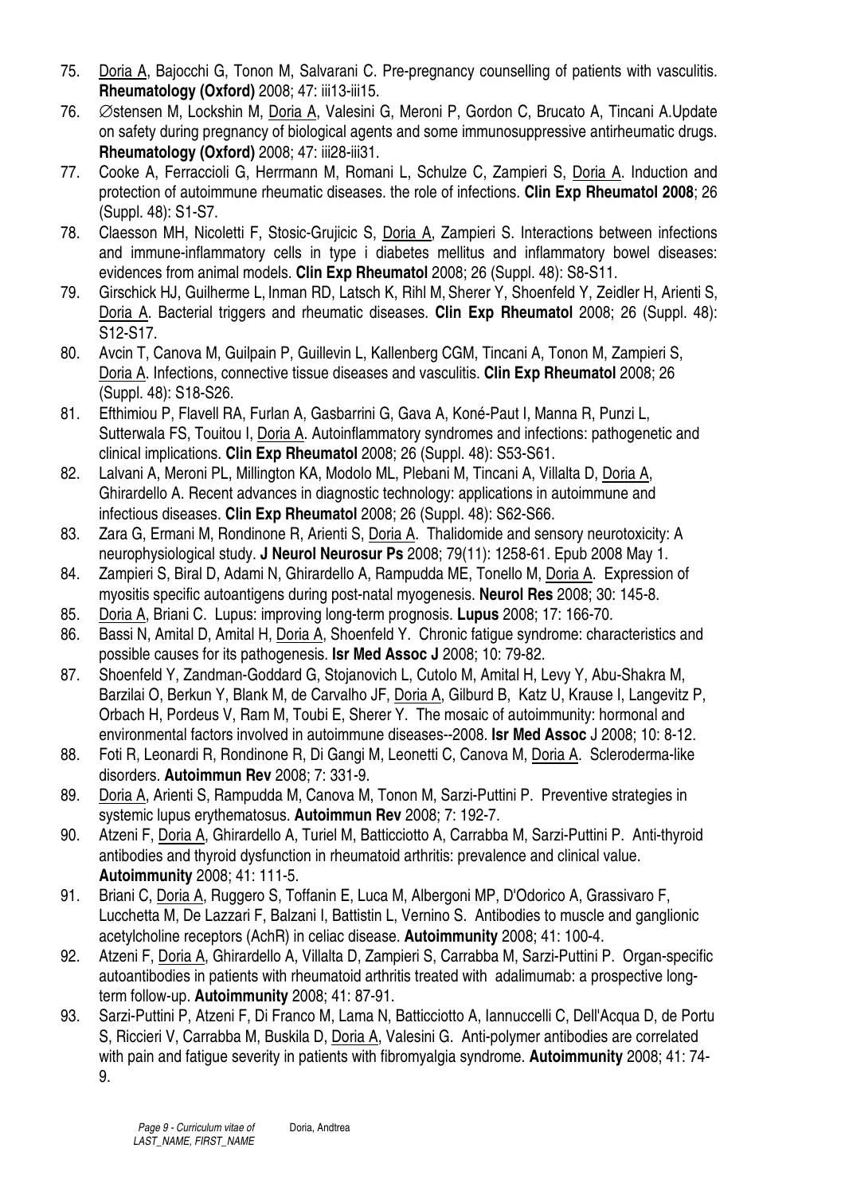75. <u>Doria A</u>, Bajocchi G, Tonon M, Salvarani C. Pre-pregnancy counselling of patients with vasculitis. **Rheumatology (Oxford)** 2008; 47: iii13-iii15.
76. ∅stensen M, Lockshin M, <u>Doria A</u>, Valesini G, Meroni P, Gordon C, Brucato A, Tincani A.Update on safety during pregnancy of biological agents and some immunosuppressive antirheumatic drugs. **Rheumatology (Oxford)** 2008; 47: iii28-iii31.
77. Cooke A, Ferraccioli G, Herrmann M, Romani L, Schulze C, Zampieri S, <u>Doria A</u>. Induction and protection of autoimmune rheumatic diseases. the role of infections. **Clin Exp Rheumatol 2008**; 26 (Suppl. 48): S1-S7.
78. Claesson MH, Nicoletti F, Stosic-Grujicic S, <u>Doria A</u>, Zampieri S. Interactions between infections and immune-inflammatory cells in type i diabetes mellitus and inflammatory bowel diseases: evidences from animal models. **Clin Exp Rheumatol** 2008; 26 (Suppl. 48): S8-S11.
79. Girschick HJ, Guilherme L, Inman RD, Latsch K, Rihl M, Sherer Y, Shoenfeld Y, Zeidler H, Arienti S, <u>Doria A</u>. Bacterial triggers and rheumatic diseases. **Clin Exp Rheumatol** 2008; 26 (Suppl. 48): S12-S17.
80. Avcin T, Canova M, Guilpain P, Guillevin L, Kallenberg CGM, Tincani A, Tonon M, Zampieri S, <u>Doria A</u>. Infections, connective tissue diseases and vasculitis. **Clin Exp Rheumatol** 2008; 26 (Suppl. 48): S18-S26.
81. Efthimiou P, Flavell RA, Furlan A, Gasbarrini G, Gava A, Koné-Paut I, Manna R, Punzi L, Sutterwala FS, Touitou I, <u>Doria A</u>. Autoinflammatory syndromes and infections: pathogenetic and clinical implications. **Clin Exp Rheumatol** 2008; 26 (Suppl. 48): S53-S61.
82. Lalvani A, Meroni PL, Millington KA, Modolo ML, Plebani M, Tincani A, Villalta D, <u>Doria A</u>, Ghirardello A. Recent advances in diagnostic technology: applications in autoimmune and infectious diseases. **Clin Exp Rheumatol** 2008; 26 (Suppl. 48): S62-S66.
83. Zara G, Ermani M, Rondinone R, Arienti S, <u>Doria A</u>. Thalidomide and sensory neurotoxicity: A neurophysiological study. **J Neurol Neurosur Ps** 2008; 79(11): 1258-61. Epub 2008 May 1.
84. Zampieri S, Biral D, Adami N, Ghirardello A, Rampudda ME, Tonello M, <u>Doria A</u>. Expression of myositis specific autoantigens during post-natal myogenesis. **Neurol Res** 2008; 30: 145-8.
85. <u>Doria A</u>, Briani C. Lupus: improving long-term prognosis. **Lupus** 2008; 17: 166-70.
86. Bassi N, Amital D, Amital H, <u>Doria A</u>, Shoenfeld Y. Chronic fatigue syndrome: characteristics and possible causes for its pathogenesis. **Isr Med Assoc J** 2008; 10: 79-82.
87. Shoenfeld Y, Zandman-Goddard G, Stojanovich L, Cutolo M, Amital H, Levy Y, Abu-Shakra M, Barzilai O, Berkun Y, Blank M, de Carvalho JF, <u>Doria A</u>, Gilburd B, Katz U, Krause I, Langevitz P, Orbach H, Pordeus V, Ram M, Toubi E, Sherer Y. The mosaic of autoimmunity: hormonal and environmental factors involved in autoimmune diseases--2008. **Isr Med Assoc** J 2008; 10: 8-12.
88. Foti R, Leonardi R, Rondinone R, Di Gangi M, Leonetti C, Canova M, <u>Doria A</u>. Scleroderma-like disorders. **Autoimmun Rev** 2008; 7: 331-9.
89. <u>Doria A</u>, Arienti S, Rampudda M, Canova M, Tonon M, Sarzi-Puttini P. Preventive strategies in systemic lupus erythematosus. **Autoimmun Rev** 2008; 7: 192-7.
90. Atzeni F, <u>Doria A</u>, Ghirardello A, Turiel M, Batticciotto A, Carrabba M, Sarzi-Puttini P. Anti-thyroid antibodies and thyroid dysfunction in rheumatoid arthritis: prevalence and clinical value. **Autoimmunity** 2008; 41: 111-5.
91. Briani C, <u>Doria A</u>, Ruggero S, Toffanin E, Luca M, Albergoni MP, D'Odorico A, Grassivaro F, Lucchetta M, De Lazzari F, Balzani I, Battistin L, Vernino S. Antibodies to muscle and ganglionic acetylcholine receptors (AchR) in celiac disease. **Autoimmunity** 2008; 41: 100-4.
92. Atzeni F, <u>Doria A</u>, Ghirardello A, Villalta D, Zampieri S, Carrabba M, Sarzi-Puttini P. Organ-specific autoantibodies in patients with rheumatoid arthritis treated with adalimumab: a prospective long-term follow-up. **Autoimmunity** 2008; 41: 87-91.
93. Sarzi-Puttini P, Atzeni F, Di Franco M, Lama N, Batticciotto A, Iannuccelli C, Dell'Acqua D, de Portu S, Riccieri V, Carrabba M, Buskila D, <u>Doria A</u>, Valesini G. Anti-polymer antibodies are correlated with pain and fatigue severity in patients with fibromyalgia syndrome. **Autoimmunity** 2008; 41: 74-9.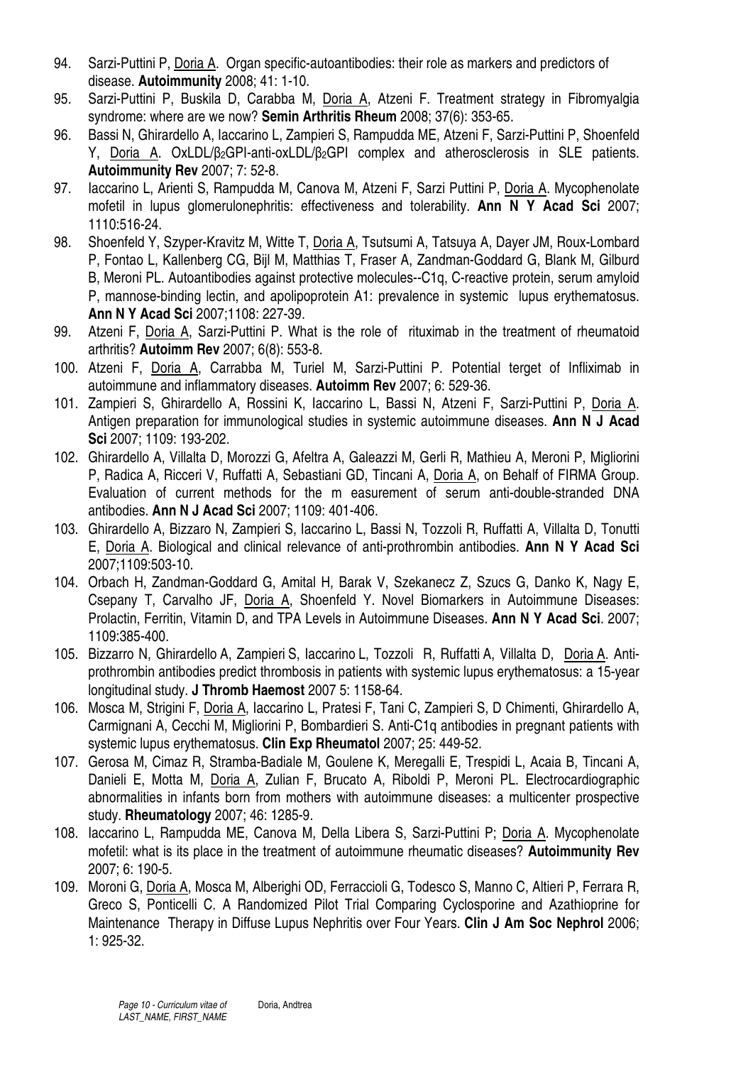94. Sarzi-Puttini P, Doria A. Organ specific-autoantibodies: their role as markers and predictors of disease. **Autoimmunity** 2008; 41: 1-10.
95. Sarzi-Puttini P, Buskila D, Carabba M, Doria A, Atzeni F. Treatment strategy in Fibromyalgia syndrome: where are we now? **Semin Arthritis Rheum** 2008; 37(6): 353-65.
96. Bassi N, Ghirardello A, Iaccarino L, Zampieri S, Rampudda ME, Atzeni F, Sarzi-Puttini P, Shoenfeld Y, Doria A. OxLDL/$\beta_2$GPI-anti-oxLDL/$\beta_2$GPI complex and atherosclerosis in SLE patients. **Autoimmunity Rev** 2007; 7: 52-8.
97. Iaccarino L, Arienti S, Rampudda M, Canova M, Atzeni F, Sarzi Puttini P, Doria A. Mycophenolate mofetil in lupus glomerulonephritis: effectiveness and tolerability. **Ann N Y Acad Sci** 2007; 1110:516-24.
98. Shoenfeld Y, Szyper-Kravitz M, Witte T, Doria A, Tsutsumi A, Tatsuya A, Dayer JM, Roux-Lombard P, Fontao L, Kallenberg CG, Bijl M, Matthias T, Fraser A, Zandman-Goddard G, Blank M, Gilburd B, Meroni PL. Autoantibodies against protective molecules--C1q, C-reactive protein, serum amyloid P, mannose-binding lectin, and apolipoprotein A1: prevalence in systemic lupus erythematosus. **Ann N Y Acad Sci** 2007;1108: 227-39.
99. Atzeni F, Doria A, Sarzi-Puttini P. What is the role of rituximab in the treatment of rheumatoid arthritis? **Autoimm Rev** 2007; 6(8): 553-8.
100. Atzeni F, Doria A, Carrabba M, Turiel M, Sarzi-Puttini P. Potential terget of Infliximab in autoimmune and inflammatory diseases. **Autoimm Rev** 2007; 6: 529-36.
101. Zampieri S, Ghirardello A, Rossini K, Iaccarino L, Bassi N, Atzeni F, Sarzi-Puttini P, Doria A. Antigen preparation for immunological studies in systemic autoimmune diseases. **Ann N J Acad Sci** 2007; 1109: 193-202.
102. Ghirardello A, Villalta D, Morozzi G, Afeltra A, Galeazzi M, Gerli R, Mathieu A, Meroni P, Migliorini P, Radica A, Ricceri V, Ruffatti A, Sebastiani GD, Tincani A, Doria A, on Behalf of FIRMA Group. Evaluation of current methods for the m easurement of serum anti-double-stranded DNA antibodies. **Ann N J Acad Sci** 2007; 1109: 401-406.
103. Ghirardello A, Bizzaro N, Zampieri S, Iaccarino L, Bassi N, Tozzoli R, Ruffatti A, Villalta D, Tonutti E, Doria A. Biological and clinical relevance of anti-prothrombin antibodies. **Ann N Y Acad Sci** 2007;1109:503-10.
104. Orbach H, Zandman-Goddard G, Amital H, Barak V, Szekanecz Z, Szucs G, Danko K, Nagy E, Csepany T, Carvalho JF, Doria A, Shoenfeld Y. Novel Biomarkers in Autoimmune Diseases: Prolactin, Ferritin, Vitamin D, and TPA Levels in Autoimmune Diseases. **Ann N Y Acad Sci**. 2007; 1109:385-400.
105. Bizzarro N, Ghirardello A, Zampieri S, Iaccarino L, Tozzoli R, Ruffatti A, Villalta D, Doria A. Anti-prothrombin antibodies predict thrombosis in patients with systemic lupus erythematosus: a 15-year longitudinal study. **J Thromb Haemost** 2007 5: 1158-64.
106. Mosca M, Strigini F, Doria A, Iaccarino L, Pratesi F, Tani C, Zampieri S, D Chimenti, Ghirardello A, Carmignani A, Cecchi M, Migliorini P, Bombardieri S. Anti-C1q antibodies in pregnant patients with systemic lupus erythematosus. **Clin Exp Rheumatol** 2007; 25: 449-52.
107. Gerosa M, Cimaz R, Stramba-Badiale M, Goulene K, Meregalli E, Trespidi L, Acaia B, Tincani A, Danieli E, Motta M, Doria A, Zulian F, Brucato A, Riboldi P, Meroni PL. Electrocardiographic abnormalities in infants born from mothers with autoimmune diseases: a multicenter prospective study. **Rheumatology** 2007; 46: 1285-9.
108. Iaccarino L, Rampudda ME, Canova M, Della Libera S, Sarzi-Puttini P; Doria A. Mycophenolate mofetil: what is its place in the treatment of autoimmune rheumatic diseases? **Autoimmunity Rev** 2007; 6: 190-5.
109. Moroni G, Doria A, Mosca M, Alberighi OD, Ferraccioli G, Todesco S, Manno C, Altieri P, Ferrara R, Greco S, Ponticelli C. A Randomized Pilot Trial Comparing Cyclosporine and Azathioprine for Maintenance Therapy in Diffuse Lupus Nephritis over Four Years. **Clin J Am Soc Nephrol** 2006; 1: 925-32.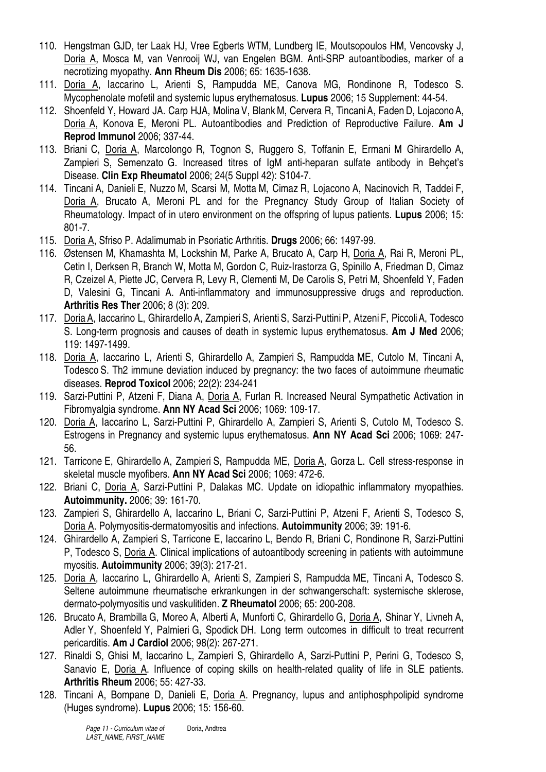110. Hengstman GJD, ter Laak HJ, Vree Egberts WTM, Lundberg IE, Moutsopoulos HM, Vencovsky J, Doria A, Mosca M, van Venrooij WJ, van Engelen BGM. Anti-SRP autoantibodies, marker of a necrotizing myopathy. **Ann Rheum Dis** 2006; 65: 1635-1638.
111. Doria A, Iaccarino L, Arienti S, Rampudda ME, Canova MG, Rondinone R, Todesco S. Mycophenolate mofetil and systemic lupus erythematosus. **Lupus** 2006; 15 Supplement: 44-54.
112. Shoenfeld Y, Howard JA. Carp HJA, Molina V, Blank M, Cervera R, Tincani A, Faden D, Lojacono A, Doria A, Konova E, Meroni PL. Autoantibodies and Prediction of Reproductive Failure. **Am J Reprod Immunol** 2006; 337-44.
113. Briani C, Doria A, Marcolongo R, Tognon S, Ruggero S, Toffanin E, Ermani M Ghirardello A, Zampieri S, Semenzato G. Increased titres of IgM anti-heparan sulfate antibody in Behçet's Disease. **Clin Exp Rheumatol** 2006; 24(5 Suppl 42): S104-7.
114. Tincani A, Danieli E, Nuzzo M, Scarsi M, Motta M, Cimaz R, Lojacono A, Nacinovich R, Taddei F, Doria A, Brucato A, Meroni PL and for the Pregnancy Study Group of Italian Society of Rheumatology. Impact of in utero environment on the offspring of lupus patients. **Lupus** 2006; 15: 801-7.
115. Doria A, Sfriso P. Adalimumab in Psoriatic Arthritis. **Drugs** 2006; 66: 1497-99.
116. Østensen M, Khamashta M, Lockshin M, Parke A, Brucato A, Carp H, Doria A, Rai R, Meroni PL, Cetin I, Derksen R, Branch W, Motta M, Gordon C, Ruiz-Irastorza G, Spinillo A, Friedman D, Cimaz R, Czeizel A, Piette JC, Cervera R, Levy R, Clementi M, De Carolis S, Petri M, Shoenfeld Y, Faden D, Valesini G, Tincani A. Anti-inflammatory and immunosuppressive drugs and reproduction. **Arthritis Res Ther** 2006; 8 (3): 209.
117. Doria A, Iaccarino L, Ghirardello A, Zampieri S, Arienti S, Sarzi-Puttini P, Atzeni F, Piccoli A, Todesco S. Long-term prognosis and causes of death in systemic lupus erythematosus. **Am J Med** 2006; 119: 1497-1499.
118. Doria A, Iaccarino L, Arienti S, Ghirardello A, Zampieri S, Rampudda ME, Cutolo M, Tincani A, Todesco S. Th2 immune deviation induced by pregnancy: the two faces of autoimmune rheumatic diseases. **Reprod Toxicol** 2006; 22(2): 234-241
119. Sarzi-Puttini P, Atzeni F, Diana A, Doria A, Furlan R. Increased Neural Sympathetic Activation in Fibromyalgia syndrome. **Ann NY Acad Sci** 2006; 1069: 109-17.
120. Doria A, Iaccarino L, Sarzi-Puttini P, Ghirardello A, Zampieri S, Arienti S, Cutolo M, Todesco S. Estrogens in Pregnancy and systemic lupus erythematosus. **Ann NY Acad Sci** 2006; 1069: 247-56.
121. Tarricone E, Ghirardello A, Zampieri S, Rampudda ME, Doria A, Gorza L. Cell stress-response in skeletal muscle myofibers. **Ann NY Acad Sci** 2006; 1069: 472-6.
122. Briani C, Doria A, Sarzi-Puttini P, Dalakas MC. Update on idiopathic inflammatory myopathies. **Autoimmunity.** 2006; 39: 161-70.
123. Zampieri S, Ghirardello A, Iaccarino L, Briani C, Sarzi-Puttini P, Atzeni F, Arienti S, Todesco S, Doria A. Polymyositis-dermatomyositis and infections. **Autoimmunity** 2006; 39: 191-6.
124. Ghirardello A, Zampieri S, Tarricone E, Iaccarino L, Bendo R, Briani C, Rondinone R, Sarzi-Puttini P, Todesco S, Doria A. Clinical implications of autoantibody screening in patients with autoimmune myositis. **Autoimmunity** 2006; 39(3): 217-21.
125. Doria A, Iaccarino L, Ghirardello A, Arienti S, Zampieri S, Rampudda ME, Tincani A, Todesco S. Seltene autoimmune rheumatische erkrankungen in der schwangerschaft: systemische sklerose, dermato-polymyositis und vaskulitiden. **Z Rheumatol** 2006; 65: 200-208.
126. Brucato A, Brambilla G, Moreo A, Alberti A, Munforti C, Ghirardello G, Doria A, Shinar Y, Livneh A, Adler Y, Shoenfeld Y, Palmieri G, Spodick DH. Long term outcomes in difficult to treat recurrent pericarditis. **Am J Cardiol** 2006; 98(2): 267-271.
127. Rinaldi S, Ghisi M, Iaccarino L, Zampieri S, Ghirardello A, Sarzi-Puttini P, Perini G, Todesco S, Sanavio E, Doria A. Influence of coping skills on health-related quality of life in SLE patients. **Arthritis Rheum** 2006; 55: 427-33.
128. Tincani A, Bompane D, Danieli E, Doria A. Pregnancy, lupus and antiphosphpolipid syndrome (Huges syndrome). **Lupus** 2006; 15: 156-60.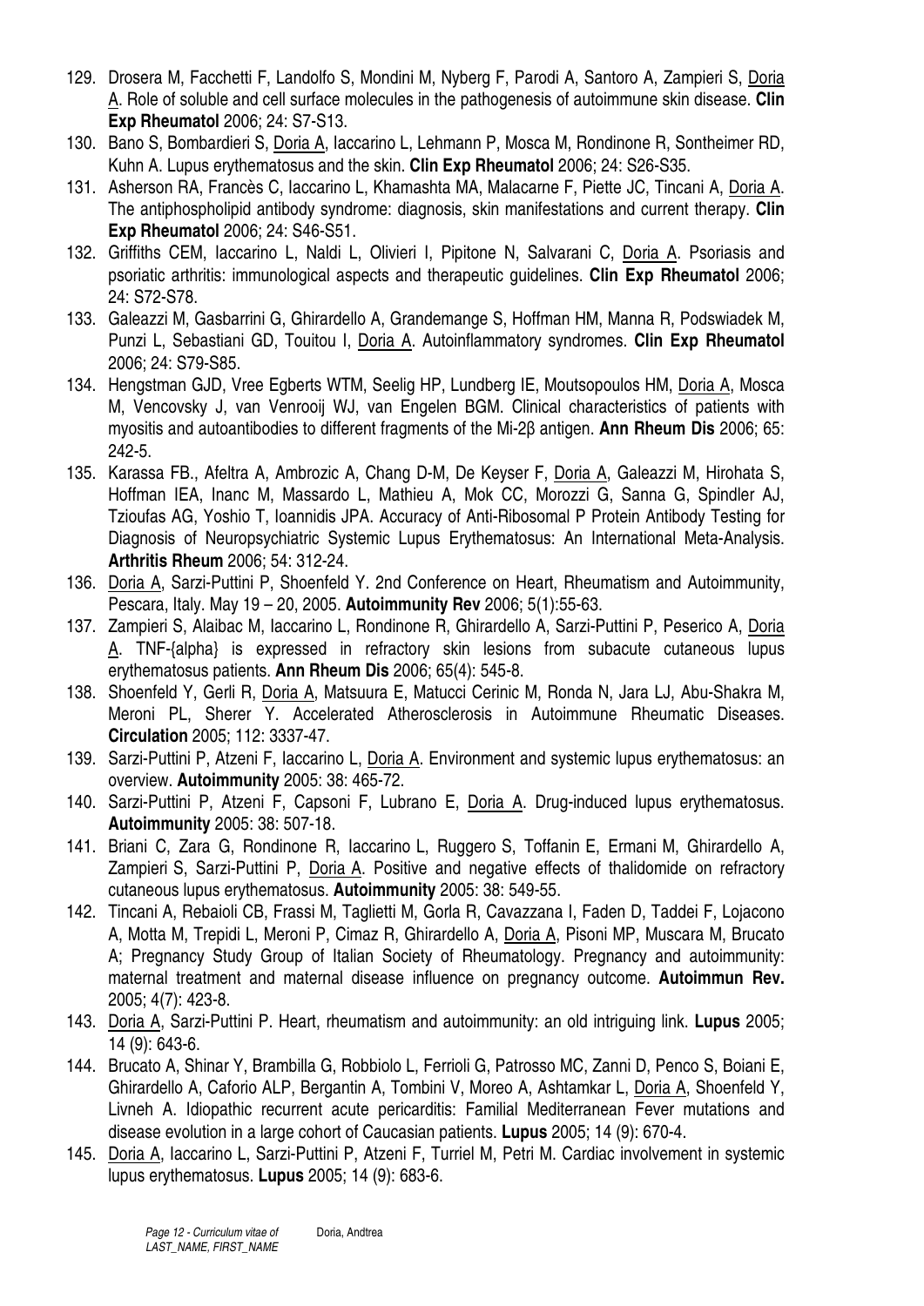129. Drosera M, Facchetti F, Landolfo S, Mondini M, Nyberg F, Parodi A, Santoro A, Zampieri S, Doria A. Role of soluble and cell surface molecules in the pathogenesis of autoimmune skin disease. **Clin Exp Rheumatol** 2006; 24: S7-S13.
130. Bano S, Bombardieri S, Doria A, Iaccarino L, Lehmann P, Mosca M, Rondinone R, Sontheimer RD, Kuhn A. Lupus erythematosus and the skin. **Clin Exp Rheumatol** 2006; 24: S26-S35.
131. Asherson RA, Francès C, Iaccarino L, Khamashta MA, Malacarne F, Piette JC, Tincani A, Doria A. The antiphospholipid antibody syndrome: diagnosis, skin manifestations and current therapy. **Clin Exp Rheumatol** 2006; 24: S46-S51.
132. Griffiths CEM, Iaccarino L, Naldi L, Olivieri I, Pipitone N, Salvarani C, Doria A. Psoriasis and psoriatic arthritis: immunological aspects and therapeutic guidelines. **Clin Exp Rheumatol** 2006; 24: S72-S78.
133. Galeazzi M, Gasbarrini G, Ghirardello A, Grandemange S, Hoffman HM, Manna R, Podswiadek M, Punzi L, Sebastiani GD, Touitou I, Doria A. Autoinflammatory syndromes. **Clin Exp Rheumatol** 2006; 24: S79-S85.
134. Hengstman GJD, Vree Egberts WTM, Seelig HP, Lundberg IE, Moutsopoulos HM, Doria A, Mosca M, Vencovsky J, van Venrooij WJ, van Engelen BGM. Clinical characteristics of patients with myositis and autoantibodies to different fragments of the Mi-2β antigen. **Ann Rheum Dis** 2006; 65: 242-5.
135. Karassa FB., Afeltra A, Ambrozic A, Chang D-M, De Keyser F, Doria A, Galeazzi M, Hirohata S, Hoffman IEA, Inanc M, Massardo L, Mathieu A, Mok CC, Morozzi G, Sanna G, Spindler AJ, Tzioufas AG, Yoshio T, Ioannidis JPA. Accuracy of Anti-Ribosomal P Protein Antibody Testing for Diagnosis of Neuropsychiatric Systemic Lupus Erythematosus: An International Meta-Analysis. **Arthritis Rheum** 2006; 54: 312-24.
136. Doria A, Sarzi-Puttini P, Shoenfeld Y. 2nd Conference on Heart, Rheumatism and Autoimmunity, Pescara, Italy. May 19 – 20, 2005. **Autoimmunity Rev** 2006; 5(1):55-63.
137. Zampieri S, Alaibac M, Iaccarino L, Rondinone R, Ghirardello A, Sarzi-Puttini P, Peserico A, Doria A. TNF-{alpha} is expressed in refractory skin lesions from subacute cutaneous lupus erythematosus patients. **Ann Rheum Dis** 2006; 65(4): 545-8.
138. Shoenfeld Y, Gerli R, Doria A, Matsuura E, Matucci Cerinic M, Ronda N, Jara LJ, Abu-Shakra M, Meroni PL, Sherer Y. Accelerated Atherosclerosis in Autoimmune Rheumatic Diseases. **Circulation** 2005; 112: 3337-47.
139. Sarzi-Puttini P, Atzeni F, Iaccarino L, Doria A. Environment and systemic lupus erythematosus: an overview. **Autoimmunity** 2005: 38: 465-72.
140. Sarzi-Puttini P, Atzeni F, Capsoni F, Lubrano E, Doria A. Drug-induced lupus erythematosus. **Autoimmunity** 2005: 38: 507-18.
141. Briani C, Zara G, Rondinone R, Iaccarino L, Ruggero S, Toffanin E, Ermani M, Ghirardello A, Zampieri S, Sarzi-Puttini P, Doria A. Positive and negative effects of thalidomide on refractory cutaneous lupus erythematosus. **Autoimmunity** 2005: 38: 549-55.
142. Tincani A, Rebaioli CB, Frassi M, Taglietti M, Gorla R, Cavazzana I, Faden D, Taddei F, Lojacono A, Motta M, Trepidi L, Meroni P, Cimaz R, Ghirardello A, Doria A, Pisoni MP, Muscara M, Brucato A; Pregnancy Study Group of Italian Society of Rheumatology. Pregnancy and autoimmunity: maternal treatment and maternal disease influence on pregnancy outcome. **Autoimmun Rev.** 2005; 4(7): 423-8.
143. Doria A, Sarzi-Puttini P. Heart, rheumatism and autoimmunity: an old intriguing link. **Lupus** 2005; 14 (9): 643-6.
144. Brucato A, Shinar Y, Brambilla G, Robbiolo L, Ferrioli G, Patrosso MC, Zanni D, Penco S, Boiani E, Ghirardello A, Caforio ALP, Bergantin A, Tombini V, Moreo A, Ashtamkar L, Doria A, Shoenfeld Y, Livneh A. Idiopathic recurrent acute pericarditis: Familial Mediterranean Fever mutations and disease evolution in a large cohort of Caucasian patients. **Lupus** 2005; 14 (9): 670-4.
145. Doria A, Iaccarino L, Sarzi-Puttini P, Atzeni F, Turriel M, Petri M. Cardiac involvement in systemic lupus erythematosus. **Lupus** 2005; 14 (9): 683-6.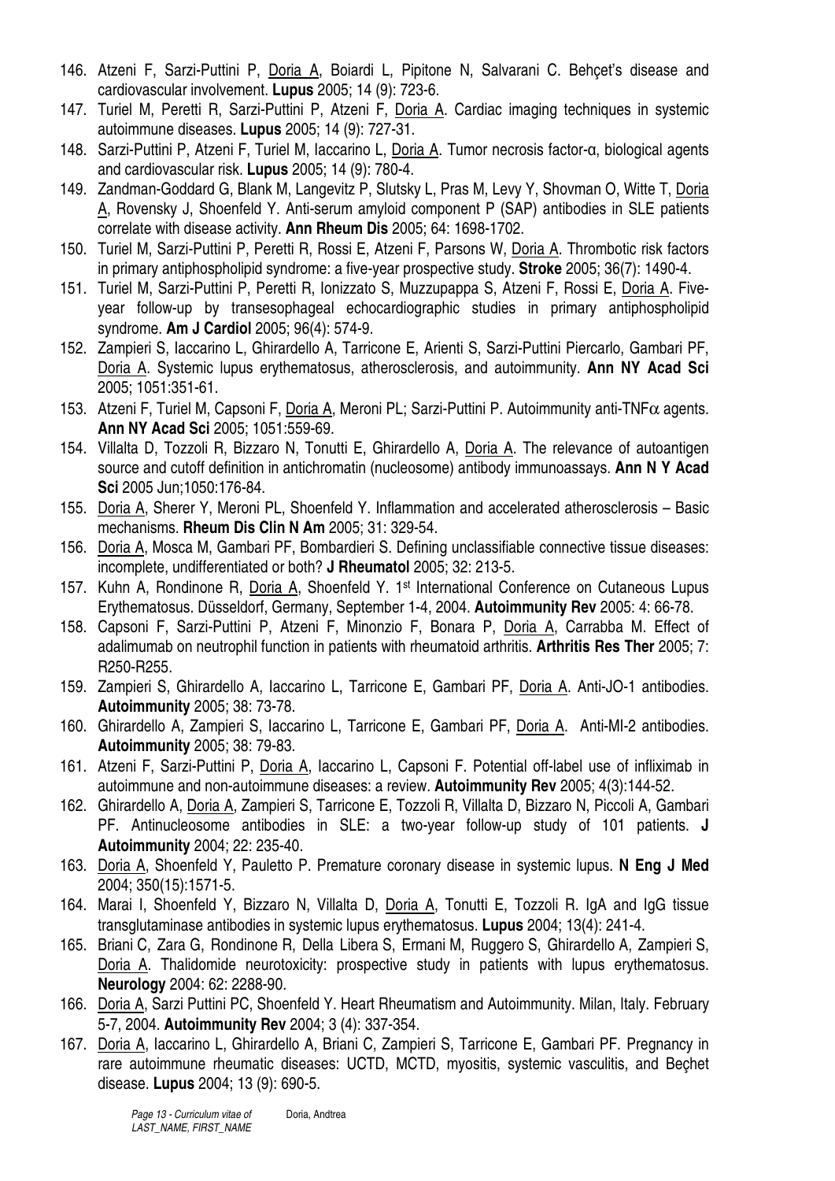146. Atzeni F, Sarzi-Puttini P, Doria A, Boiardi L, Pipitone N, Salvarani C. Behçet's disease and cardiovascular involvement. **Lupus** 2005; 14 (9): 723-6.
147. Turiel M, Peretti R, Sarzi-Puttini P, Atzeni F, Doria A. Cardiac imaging techniques in systemic autoimmune diseases. **Lupus** 2005; 14 (9): 727-31.
148. Sarzi-Puttini P, Atzeni F, Turiel M, Iaccarino L, Doria A. Tumor necrosis factor-α, biological agents and cardiovascular risk. **Lupus** 2005; 14 (9): 780-4.
149. Zandman-Goddard G, Blank M, Langevitz P, Slutsky L, Pras M, Levy Y, Shovman O, Witte T, Doria A, Rovensky J, Shoenfeld Y. Anti-serum amyloid component P (SAP) antibodies in SLE patients correlate with disease activity. **Ann Rheum Dis** 2005; 64: 1698-1702.
150. Turiel M, Sarzi-Puttini P, Peretti R, Rossi E, Atzeni F, Parsons W, Doria A. Thrombotic risk factors in primary antiphospholipid syndrome: a five-year prospective study. **Stroke** 2005; 36(7): 1490-4.
151. Turiel M, Sarzi-Puttini P, Peretti R, Ionizzato S, Muzzupappa S, Atzeni F, Rossi E, Doria A. Five-year follow-up by transesophageal echocardiographic studies in primary antiphospholipid syndrome. **Am J Cardiol** 2005; 96(4): 574-9.
152. Zampieri S, Iaccarino L, Ghirardello A, Tarricone E, Arienti S, Sarzi-Puttini Piercarlo, Gambari PF, Doria A. Systemic lupus erythematosus, atherosclerosis, and autoimmunity. **Ann NY Acad Sci** 2005; 1051:351-61.
153. Atzeni F, Turiel M, Capsoni F, Doria A, Meroni PL; Sarzi-Puttini P. Autoimmunity anti-TNFα agents. **Ann NY Acad Sci** 2005; 1051:559-69.
154. Villalta D, Tozzoli R, Bizzaro N, Tonutti E, Ghirardello A, Doria A. The relevance of autoantigen source and cutoff definition in antichromatin (nucleosome) antibody immunoassays. **Ann N Y Acad Sci** 2005 Jun;1050:176-84.
155. Doria A, Sherer Y, Meroni PL, Shoenfeld Y. Inflammation and accelerated atherosclerosis – Basic mechanisms. **Rheum Dis Clin N Am** 2005; 31: 329-54.
156. Doria A, Mosca M, Gambari PF, Bombardieri S. Defining unclassifiable connective tissue diseases: incomplete, undifferentiated or both? **J Rheumatol** 2005; 32: 213-5.
157. Kuhn A, Rondinone R, Doria A, Shoenfeld Y. 1st International Conference on Cutaneous Lupus Erythematosus. Düsseldorf, Germany, September 1-4, 2004. **Autoimmunity Rev** 2005: 4: 66-78.
158. Capsoni F, Sarzi-Puttini P, Atzeni F, Minonzio F, Bonara P, Doria A, Carrabba M. Effect of adalimumab on neutrophil function in patients with rheumatoid arthritis. **Arthritis Res Ther** 2005; 7: R250-R255.
159. Zampieri S, Ghirardello A, Iaccarino L, Tarricone E, Gambari PF, Doria A. Anti-JO-1 antibodies. **Autoimmunity** 2005; 38: 73-78.
160. Ghirardello A, Zampieri S, Iaccarino L, Tarricone E, Gambari PF, Doria A. Anti-MI-2 antibodies. **Autoimmunity** 2005; 38: 79-83.
161. Atzeni F, Sarzi-Puttini P, Doria A, Iaccarino L, Capsoni F. Potential off-label use of infliximab in autoimmune and non-autoimmune diseases: a review. **Autoimmunity Rev** 2005; 4(3):144-52.
162. Ghirardello A, Doria A, Zampieri S, Tarricone E, Tozzoli R, Villalta D, Bizzaro N, Piccoli A, Gambari PF. Antinucleosome antibodies in SLE: a two-year follow-up study of 101 patients. **J Autoimmunity** 2004; 22: 235-40.
163. Doria A, Shoenfeld Y, Pauletto P. Premature coronary disease in systemic lupus. **N Eng J Med** 2004; 350(15):1571-5.
164. Marai I, Shoenfeld Y, Bizzaro N, Villalta D, Doria A, Tonutti E, Tozzoli R. IgA and IgG tissue transglutaminase antibodies in systemic lupus erythematosus. **Lupus** 2004; 13(4): 241-4.
165. Briani C, Zara G, Rondinone R, Della Libera S, Ermani M, Ruggero S, Ghirardello A, Zampieri S, Doria A. Thalidomide neurotoxicity: prospective study in patients with lupus erythematosus. **Neurology** 2004: 62: 2288-90.
166. Doria A, Sarzi Puttini PC, Shoenfeld Y. Heart Rheumatism and Autoimmunity. Milan, Italy. February 5-7, 2004. **Autoimmunity Rev** 2004; 3 (4): 337-354.
167. Doria A, Iaccarino L, Ghirardello A, Briani C, Zampieri S, Tarricone E, Gambari PF. Pregnancy in rare autoimmune rheumatic diseases: UCTD, MCTD, myositis, systemic vasculitis, and Beçhet disease. **Lupus** 2004; 13 (9): 690-5.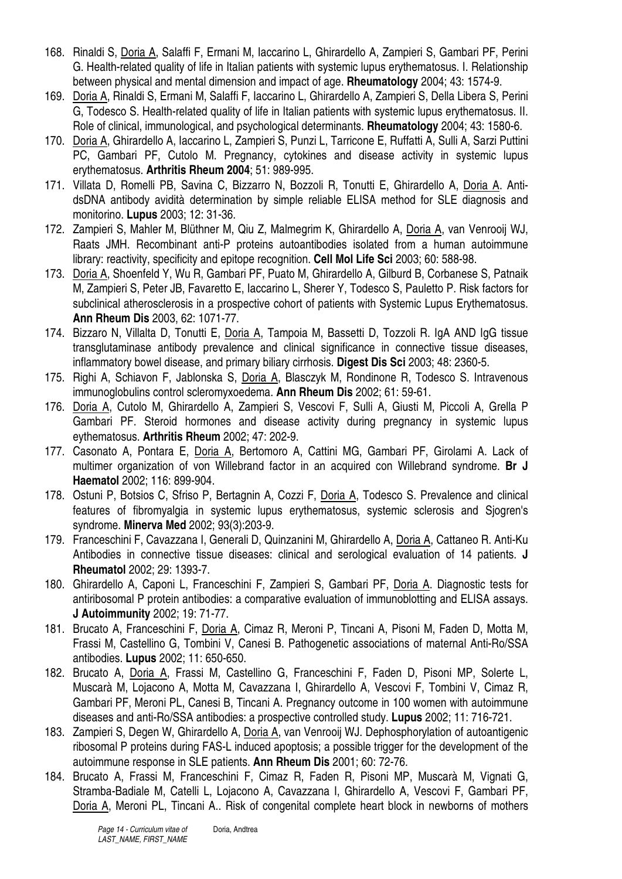168. Rinaldi S, <u>Doria A</u>, Salaffi F, Ermani M, Iaccarino L, Ghirardello A, Zampieri S, Gambari PF, Perini G. Health-related quality of life in Italian patients with systemic lupus erythematosus. I. Relationship between physical and mental dimension and impact of age. **Rheumatology** 2004; 43: 1574-9.
169. <u>Doria A</u>, Rinaldi S, Ermani M, Salaffi F, Iaccarino L, Ghirardello A, Zampieri S, Della Libera S, Perini G, Todesco S. Health-related quality of life in Italian patients with systemic lupus erythematosus. II. Role of clinical, immunological, and psychological determinants. **Rheumatology** 2004; 43: 1580-6.
170. <u>Doria A</u>, Ghirardello A, Iaccarino L, Zampieri S, Punzi L, Tarricone E, Ruffatti A, Sulli A, Sarzi Puttini PC, Gambari PF, Cutolo M. Pregnancy, cytokines and disease activity in systemic lupus erythematosus. **Arthritis Rheum 2004**; 51: 989-995.
171. Villata D, Romelli PB, Savina C, Bizzarro N, Bozzoli R, Tonutti E, Ghirardello A, <u>Doria A</u>. Anti-dsDNA antibody avidità determination by simple reliable ELISA method for SLE diagnosis and monitorino. **Lupus** 2003; 12: 31-36.
172. Zampieri S, Mahler M, Blüthner M, Qiu Z, Malmegrim K, Ghirardello A, <u>Doria A</u>, van Venrooij WJ, Raats JMH. Recombinant anti-P proteins autoantibodies isolated from a human autoimmune library: reactivity, specificity and epitope recognition. **Cell Mol Life Sci** 2003; 60: 588-98.
173. <u>Doria A</u>, Shoenfeld Y, Wu R, Gambari PF, Puato M, Ghirardello A, Gilburd B, Corbanese S, Patnaik M, Zampieri S, Peter JB, Favaretto E, Iaccarino L, Sherer Y, Todesco S, Pauletto P. Risk factors for subclinical atherosclerosis in a prospective cohort of patients with Systemic Lupus Erythematosus. **Ann Rheum Dis** 2003, 62: 1071-77.
174. Bizzaro N, Villalta D, Tonutti E, <u>Doria A</u>, Tampoia M, Bassetti D, Tozzoli R. IgA AND IgG tissue transglutaminase antibody prevalence and clinical significance in connective tissue diseases, inflammatory bowel disease, and primary biliary cirrhosis. **Digest Dis Sci** 2003; 48: 2360-5.
175. Righi A, Schiavon F, Jablonska S, <u>Doria A</u>, Blasczyk M, Rondinone R, Todesco S. Intravenous immunoglobulins control scleromyxoedema. **Ann Rheum Dis** 2002; 61: 59-61.
176. <u>Doria A</u>, Cutolo M, Ghirardello A, Zampieri S, Vescovi F, Sulli A, Giusti M, Piccoli A, Grella P Gambari PF. Steroid hormones and disease activity during pregnancy in systemic lupus eythematosus. **Arthritis Rheum** 2002; 47: 202-9.
177. Casonato A, Pontara E, <u>Doria A</u>, Bertomoro A, Cattini MG, Gambari PF, Girolami A. Lack of multimer organization of von Willebrand factor in an acquired con Willebrand syndrome. **Br J Haematol** 2002; 116: 899-904.
178. Ostuni P, Botsios C, Sfriso P, Bertagnin A, Cozzi F, <u>Doria A</u>, Todesco S. Prevalence and clinical features of fibromyalgia in systemic lupus erythematosus, systemic sclerosis and Sjogren's syndrome. **Minerva Med** 2002; 93(3):203-9.
179. Franceschini F, Cavazzana I, Generali D, Quinzanini M, Ghirardello A, <u>Doria A</u>, Cattaneo R. Anti-Ku Antibodies in connective tissue diseases: clinical and serological evaluation of 14 patients. **J Rheumatol** 2002; 29: 1393-7.
180. Ghirardello A, Caponi L, Franceschini F, Zampieri S, Gambari PF, <u>Doria A</u>. Diagnostic tests for antiribosomal P protein antibodies: a comparative evaluation of immunoblotting and ELISA assays. **J Autoimmunity** 2002; 19: 71-77.
181. Brucato A, Franceschini F, <u>Doria A</u>, Cimaz R, Meroni P, Tincani A, Pisoni M, Faden D, Motta M, Frassi M, Castellino G, Tombini V, Canesi B. Pathogenetic associations of maternal Anti-Ro/SSA antibodies. **Lupus** 2002; 11: 650-650.
182. Brucato A, <u>Doria A</u>, Frassi M, Castellino G, Franceschini F, Faden D, Pisoni MP, Solerte L, Muscarà M, Lojacono A, Motta M, Cavazzana I, Ghirardello A, Vescovi F, Tombini V, Cimaz R, Gambari PF, Meroni PL, Canesi B, Tincani A. Pregnancy outcome in 100 women with autoimmune diseases and anti-Ro/SSA antibodies: a prospective controlled study. **Lupus** 2002; 11: 716-721.
183. Zampieri S, Degen W, Ghirardello A, <u>Doria A</u>, van Venrooij WJ. Dephosphorylation of autoantigenic ribosomal P proteins during FAS-L induced apoptosis; a possible trigger for the development of the autoimmune response in SLE patients. **Ann Rheum Dis** 2001; 60: 72-76.
184. Brucato A, Frassi M, Franceschini F, Cimaz R, Faden R, Pisoni MP, Muscarà M, Vignati G, Stramba-Badiale M, Catelli L, Lojacono A, Cavazzana I, Ghirardello A, Vescovi F, Gambari PF, <u>Doria A</u>, Meroni PL, Tincani A.. Risk of congenital complete heart block in newborns of mothers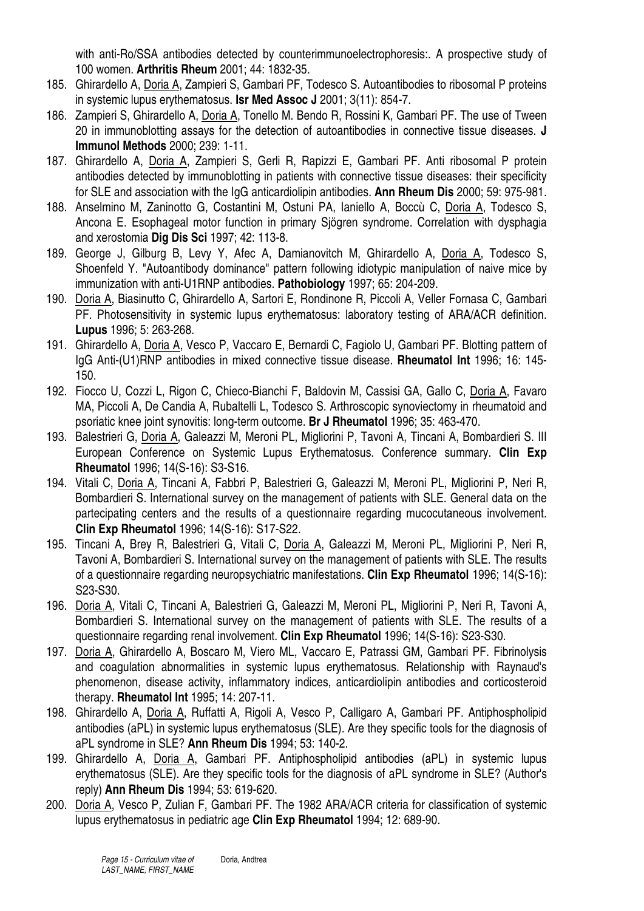with anti-Ro/SSA antibodies detected by counterimmunoelectrophoresis:. A prospective study of 100 women. **Arthritis Rheum** 2001; 44: 1832-35.

185. Ghirardello A, Doria A, Zampieri S, Gambari PF, Todesco S. Autoantibodies to ribosomal P proteins in systemic lupus erythematosus. **Isr Med Assoc J** 2001; 3(11): 854-7.
186. Zampieri S, Ghirardello A, Doria A, Tonello M. Bendo R, Rossini K, Gambari PF. The use of Tween 20 in immunoblotting assays for the detection of autoantibodies in connective tissue diseases. **J Immunol Methods** 2000; 239: 1-11.
187. Ghirardello A, Doria A, Zampieri S, Gerli R, Rapizzi E, Gambari PF. Anti ribosomal P protein antibodies detected by immunoblotting in patients with connective tissue diseases: their specificity for SLE and association with the IgG anticardiolipin antibodies. **Ann Rheum Dis** 2000; 59: 975-981.
188. Anselmino M, Zaninotto G, Costantini M, Ostuni PA, Ianiello A, Boccù C, Doria A, Todesco S, Ancona E. Esophageal motor function in primary Sjögren syndrome. Correlation with dysphagia and xerostomia **Dig Dis Sci** 1997; 42: 113-8.
189. George J, Gilburg B, Levy Y, Afec A, Damianovitch M, Ghirardello A, Doria A, Todesco S, Shoenfeld Y. "Autoantibody dominance" pattern following idiotypic manipulation of naive mice by immunization with anti-U1RNP antibodies. **Pathobiology** 1997; 65: 204-209.
190. Doria A, Biasinutto C, Ghirardello A, Sartori E, Rondinone R, Piccoli A, Veller Fornasa C, Gambari PF. Photosensitivity in systemic lupus erythematosus: laboratory testing of ARA/ACR definition. **Lupus** 1996; 5: 263-268.
191. Ghirardello A, Doria A, Vesco P, Vaccaro E, Bernardi C, Fagiolo U, Gambari PF. Blotting pattern of IgG Anti-(U1)RNP antibodies in mixed connective tissue disease. **Rheumatol Int** 1996; 16: 145-150.
192. Fiocco U, Cozzi L, Rigon C, Chieco-Bianchi F, Baldovin M, Cassisi GA, Gallo C, Doria A, Favaro MA, Piccoli A, De Candia A, Rubaltelli L, Todesco S. Arthroscopic synoviectomy in rheumatoid and psoriatic knee joint synovitis: long-term outcome. **Br J Rheumatol** 1996; 35: 463-470.
193. Balestrieri G, Doria A, Galeazzi M, Meroni PL, Migliorini P, Tavoni A, Tincani A, Bombardieri S. III European Conference on Systemic Lupus Erythematosus. Conference summary. **Clin Exp Rheumatol** 1996; 14(S-16): S3-S16.
194. Vitali C, Doria A, Tincani A, Fabbri P, Balestrieri G, Galeazzi M, Meroni PL, Migliorini P, Neri R, Bombardieri S. International survey on the management of patients with SLE. General data on the partecipating centers and the results of a questionnaire regarding mucocutaneous involvement. **Clin Exp Rheumatol** 1996; 14(S-16): S17-S22.
195. Tincani A, Brey R, Balestrieri G, Vitali C, Doria A, Galeazzi M, Meroni PL, Migliorini P, Neri R, Tavoni A, Bombardieri S. International survey on the management of patients with SLE. The results of a questionnaire regarding neuropsychiatric manifestations. **Clin Exp Rheumatol** 1996; 14(S-16): S23-S30.
196. Doria A, Vitali C, Tincani A, Balestrieri G, Galeazzi M, Meroni PL, Migliorini P, Neri R, Tavoni A, Bombardieri S. International survey on the management of patients with SLE. The results of a questionnaire regarding renal involvement. **Clin Exp Rheumatol** 1996; 14(S-16): S23-S30.
197. Doria A, Ghirardello A, Boscaro M, Viero ML, Vaccaro E, Patrassi GM, Gambari PF. Fibrinolysis and coagulation abnormalities in systemic lupus erythematosus. Relationship with Raynaud's phenomenon, disease activity, inflammatory indices, anticardiolipin antibodies and corticosteroid therapy. **Rheumatol Int** 1995; 14: 207-11.
198. Ghirardello A, Doria A, Ruffatti A, Rigoli A, Vesco P, Calligaro A, Gambari PF. Antiphospholipid antibodies (aPL) in systemic lupus erythematosus (SLE). Are they specific tools for the diagnosis of aPL syndrome in SLE? **Ann Rheum Dis** 1994; 53: 140-2.
199. Ghirardello A, Doria A, Gambari PF. Antiphospholipid antibodies (aPL) in systemic lupus erythematosus (SLE). Are they specific tools for the diagnosis of aPL syndrome in SLE? (Author's reply) **Ann Rheum Dis** 1994; 53: 619-620.
200. Doria A, Vesco P, Zulian F, Gambari PF. The 1982 ARA/ACR criteria for classification of systemic lupus erythematosus in pediatric age **Clin Exp Rheumatol** 1994; 12: 689-90.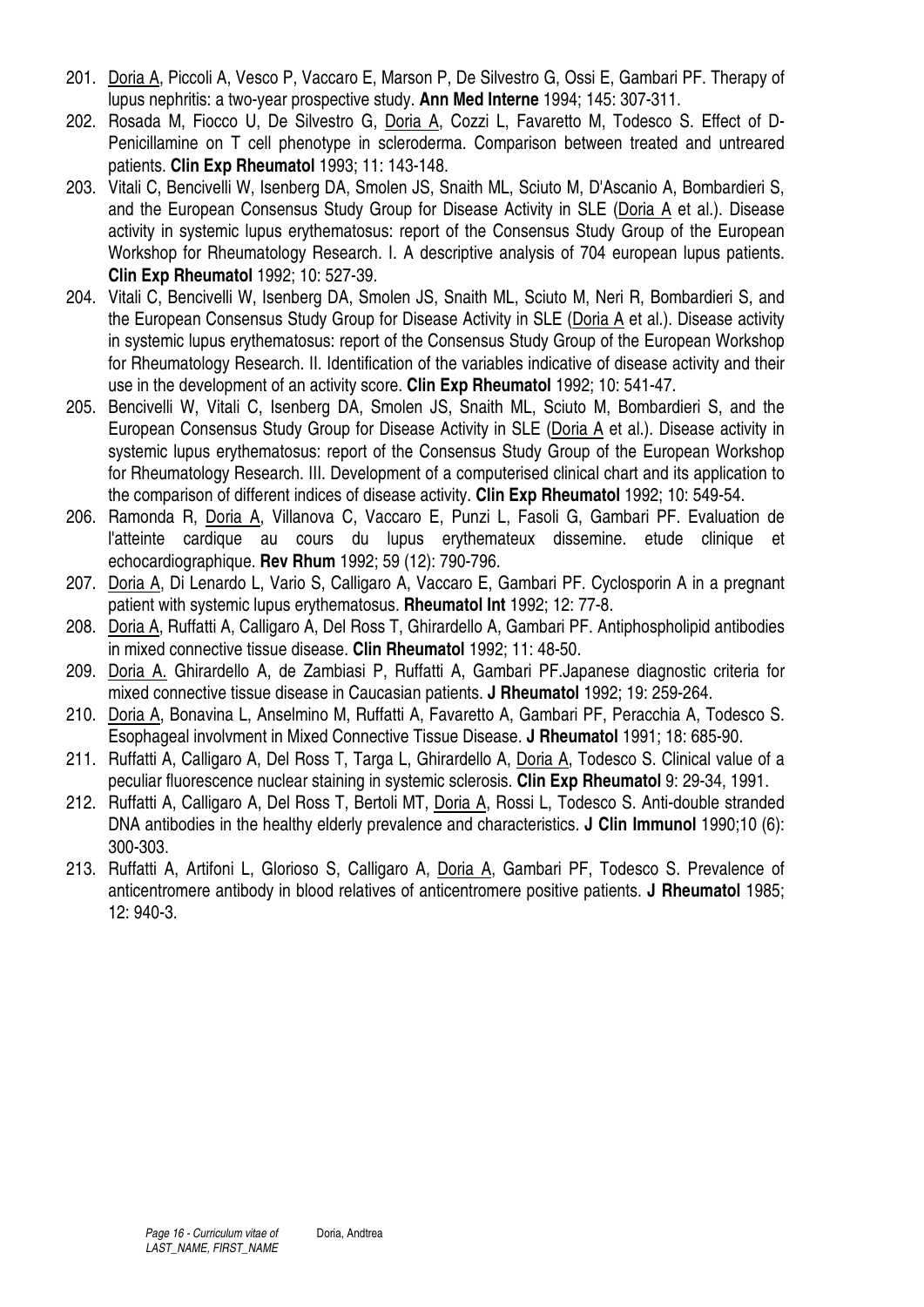201. Doria A, Piccoli A, Vesco P, Vaccaro E, Marson P, De Silvestro G, Ossi E, Gambari PF. Therapy of lupus nephritis: a two-year prospective study. **Ann Med Interne** 1994; 145: 307-311.
202. Rosada M, Fiocco U, De Silvestro G, Doria A, Cozzi L, Favaretto M, Todesco S. Effect of D-Penicillamine on T cell phenotype in scleroderma. Comparison between treated and untreared patients. **Clin Exp Rheumatol** 1993; 11: 143-148.
203. Vitali C, Bencivelli W, Isenberg DA, Smolen JS, Snaith ML, Sciuto M, D'Ascanio A, Bombardieri S, and the European Consensus Study Group for Disease Activity in SLE (Doria A et al.). Disease activity in systemic lupus erythematosus: report of the Consensus Study Group of the European Workshop for Rheumatology Research. I. A descriptive analysis of 704 european lupus patients. **Clin Exp Rheumatol** 1992; 10: 527-39.
204. Vitali C, Bencivelli W, Isenberg DA, Smolen JS, Snaith ML, Sciuto M, Neri R, Bombardieri S, and the European Consensus Study Group for Disease Activity in SLE (Doria A et al.). Disease activity in systemic lupus erythematosus: report of the Consensus Study Group of the European Workshop for Rheumatology Research. II. Identification of the variables indicative of disease activity and their use in the development of an activity score. **Clin Exp Rheumatol** 1992; 10: 541-47.
205. Bencivelli W, Vitali C, Isenberg DA, Smolen JS, Snaith ML, Sciuto M, Bombardieri S, and the European Consensus Study Group for Disease Activity in SLE (Doria A et al.). Disease activity in systemic lupus erythematosus: report of the Consensus Study Group of the European Workshop for Rheumatology Research. III. Development of a computerised clinical chart and its application to the comparison of different indices of disease activity. **Clin Exp Rheumatol** 1992; 10: 549-54.
206. Ramonda R, Doria A, Villanova C, Vaccaro E, Punzi L, Fasoli G, Gambari PF. Evaluation de l'atteinte cardique au cours du lupus erythemateux dissemine. etude clinique et echocardiographique. **Rev Rhum** 1992; 59 (12): 790-796.
207. Doria A, Di Lenardo L, Vario S, Calligaro A, Vaccaro E, Gambari PF. Cyclosporin A in a pregnant patient with systemic lupus erythematosus. **Rheumatol Int** 1992; 12: 77-8.
208. Doria A, Ruffatti A, Calligaro A, Del Ross T, Ghirardello A, Gambari PF. Antiphospholipid antibodies in mixed connective tissue disease. **Clin Rheumatol** 1992; 11: 48-50.
209. Doria A. Ghirardello A, de Zambiasi P, Ruffatti A, Gambari PF.Japanese diagnostic criteria for mixed connective tissue disease in Caucasian patients. **J Rheumatol** 1992; 19: 259-264.
210. Doria A, Bonavina L, Anselmino M, Ruffatti A, Favaretto A, Gambari PF, Peracchia A, Todesco S. Esophageal involvment in Mixed Connective Tissue Disease. **J Rheumatol** 1991; 18: 685-90.
211. Ruffatti A, Calligaro A, Del Ross T, Targa L, Ghirardello A, Doria A, Todesco S. Clinical value of a peculiar fluorescence nuclear staining in systemic sclerosis. **Clin Exp Rheumatol** 9: 29-34, 1991.
212. Ruffatti A, Calligaro A, Del Ross T, Bertoli MT, Doria A, Rossi L, Todesco S. Anti-double stranded DNA antibodies in the healthy elderly prevalence and characteristics. **J Clin Immunol** 1990;10 (6): 300-303.
213. Ruffatti A, Artifoni L, Glorioso S, Calligaro A, Doria A, Gambari PF, Todesco S. Prevalence of anticentromere antibody in blood relatives of anticentromere positive patients. **J Rheumatol** 1985; 12: 940-3.